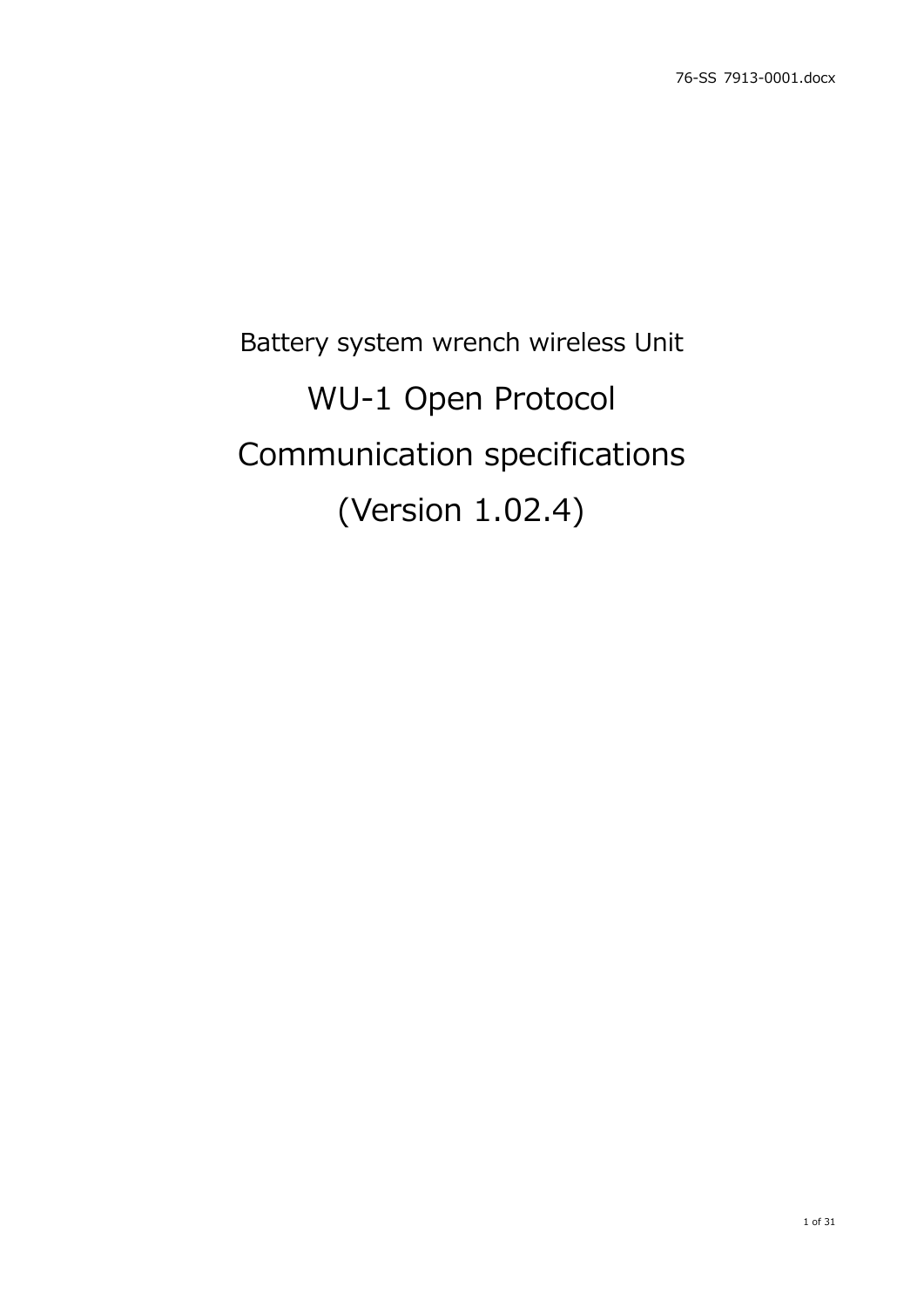Battery system wrench wireless Unit

# WU-1 Open Protocol

# Communication specifications

# (Version 1.02.4)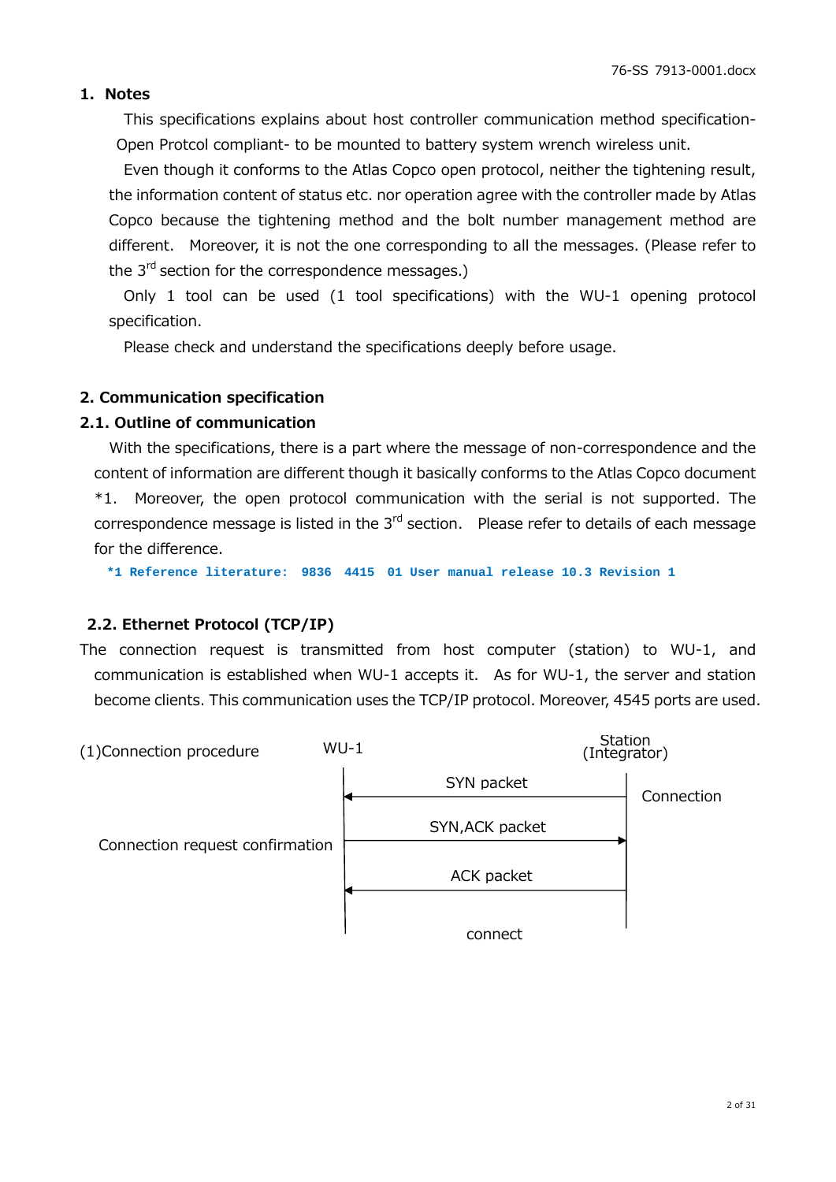## 1. Notes

This specifications explains about host controller communication method specification-Open Protcol compliant- to be mounted to battery system wrench wireless unit.

Even though it conforms to the Atlas Copco open protocol, neither the tightening result, the information content of status etc. nor operation agree with the controller made by Atlas Copco because the tightening method and the bolt number management method are different. Moreover, it is not the one corresponding to all the messages. (Please refer to the 3rd section for the correspondence messages.)

Only 1 tool can be used (1 tool specifications) with the WU-1 opening protocol specification.

Please check and understand the specifications deeply before usage.

## 2. Communication specification

### 2.1. Outline of communication

With the specifications, there is a part where the message of non-correspondence and the content of information are different though it basically conforms to the Atlas Copco document *1. Moreover, the open protocol communication with the serial is not supported. The correspondence message is listed in the 3rd section. Please refer to details of each message for the difference.

*1 Reference literature: 9836 4415 01 User manual release 10.3 Revision 1

### 2.2. Ethernet Protocol (TCP/IP)

The connection request is transmitted from host computer (station) to WU-1, and communication is established when WU-1 accepts it. As for WU-1, the server and station become clients. This communication uses the TCP/IP protocol. Moreover, 4545 ports are used.

(1)Connection procedure

| | WU-1 | | Station (Integrator) | |
|---|---|---|---|---|
| | | ← SYN packet | | Connection |
| Connection request confirmation | | SYN,ACK packet → | | |
| | | ← ACK packet | | |
| | | connect | | |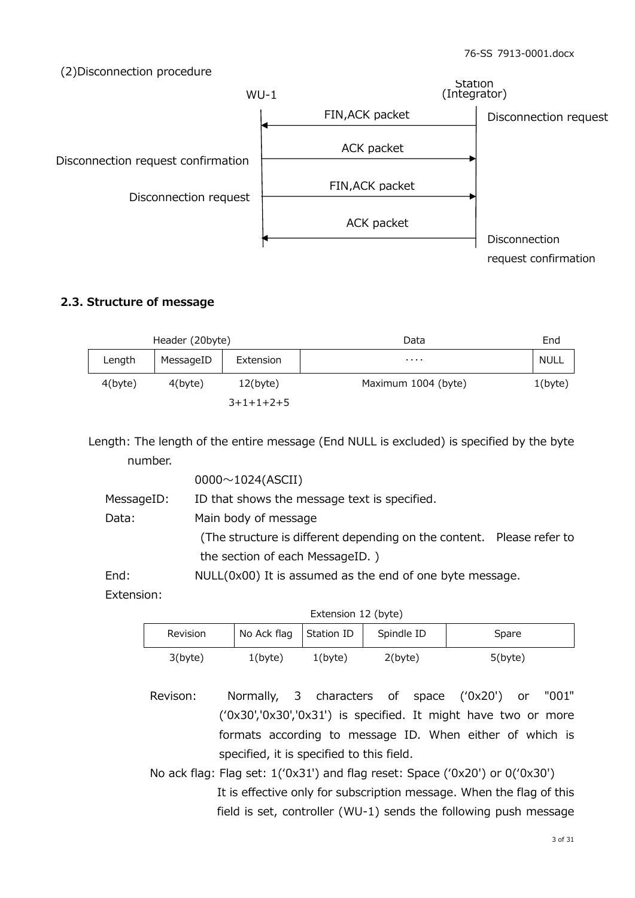(2)Disconnection procedure

| WU-1 | | Station (Integrator) |
|---|---|---|
| | ← FIN,ACK packet | Disconnection request |
| Disconnection request confirmation | ACK packet → | |
| Disconnection request | FIN,ACK packet → | |
| | ← ACK packet | Disconnection request confirmation |

### 2.3. Structure of message

| Header (20byte) | | | Data | End |
|---|---|---|---|---|
| Length | MessageID | Extension | ···· | NULL |
| 4(byte) | 4(byte) | 12(byte) 3+1+1+2+5 | Maximum 1004 (byte) | 1(byte) |

Length: The length of the entire message (End NULL is excluded) is specified by the byte number.

0000～1024(ASCII)

MessageID: ID that shows the message text is specified.

Data: Main body of message

(The structure is different depending on the content. Please refer to the section of each MessageID. )

End: NULL(0x00) It is assumed as the end of one byte message.

Extension:

Extension 12 (byte)

| Revision | No Ack flag | Station ID | Spindle ID | Spare |
|---|---|---|---|---|
| 3(byte) | 1(byte) | 1(byte) | 2(byte) | 5(byte) |

Revison: Normally, 3 characters of space (‘0x20') or "001" (‘0x30','0x30','0x31') is specified. It might have two or more formats according to message ID. When either of which is specified, it is specified to this field.

No ack flag: Flag set: 1(‘0x31') and flag reset: Space (‘0x20') or 0(‘0x30')

It is effective only for subscription message. When the flag of this field is set, controller (WU-1) sends the following push message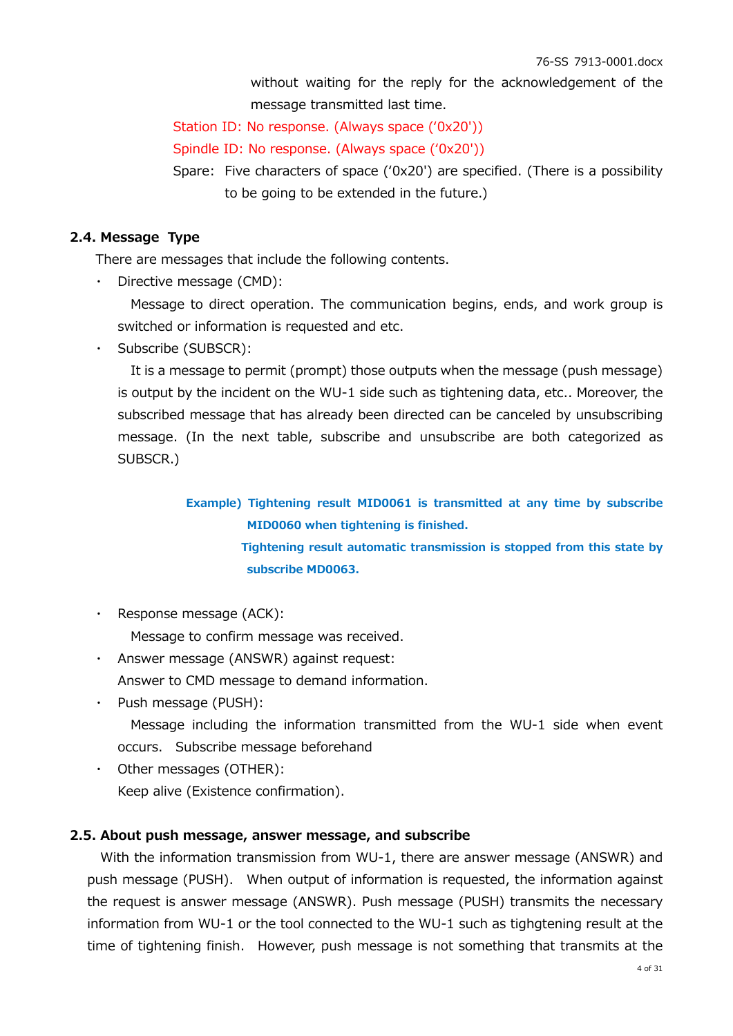without waiting for the reply for the acknowledgement of the message transmitted last time.

Station ID: No response. (Always space (‘0x20'))

Spindle ID: No response. (Always space (‘0x20'))

Spare: Five characters of space (‘0x20') are specified. (There is a possibility to be going to be extended in the future.)

### 2.4. Message Type

There are messages that include the following contents.

- Directive message (CMD):
  Message to direct operation. The communication begins, ends, and work group is switched or information is requested and etc.
- Subscribe (SUBSCR):
  It is a message to permit (prompt) those outputs when the message (push message) is output by the incident on the WU-1 side such as tightening data, etc.. Moreover, the subscribed message that has already been directed can be canceled by unsubscribing message. (In the next table, subscribe and unsubscribe are both categorized as SUBSCR.)

**Example) Tightening result MID0061 is transmitted at any time by subscribe MID0060 when tightening is finished.**
**Tightening result automatic transmission is stopped from this state by subscribe MD0063.**

- Response message (ACK):
  Message to confirm message was received.
- Answer message (ANSWR) against request:
  Answer to CMD message to demand information.
- Push message (PUSH):
  Message including the information transmitted from the WU-1 side when event occurs. Subscribe message beforehand
- Other messages (OTHER):
  Keep alive (Existence confirmation).

### 2.5. About push message, answer message, and subscribe

With the information transmission from WU-1, there are answer message (ANSWR) and push message (PUSH). When output of information is requested, the information against the request is answer message (ANSWR). Push message (PUSH) transmits the necessary information from WU-1 or the tool connected to the WU-1 such as tighgtening result at the time of tightening finish. However, push message is not something that transmits at the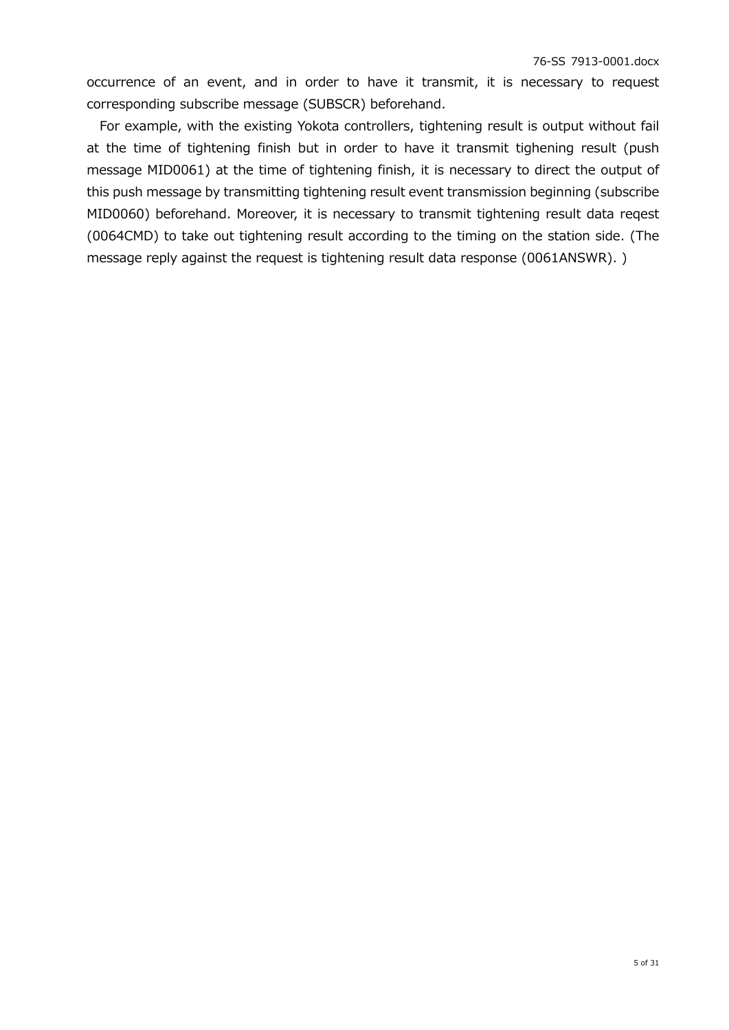occurrence of an event, and in order to have it transmit, it is necessary to request corresponding subscribe message (SUBSCR) beforehand.

For example, with the existing Yokota controllers, tightening result is output without fail at the time of tightening finish but in order to have it transmit tighening result (push message MID0061) at the time of tightening finish, it is necessary to direct the output of this push message by transmitting tightening result event transmission beginning (subscribe MID0060) beforehand. Moreover, it is necessary to transmit tightening result data reqest (0064CMD) to take out tightening result according to the timing on the station side. (The message reply against the request is tightening result data response (0061ANSWR). )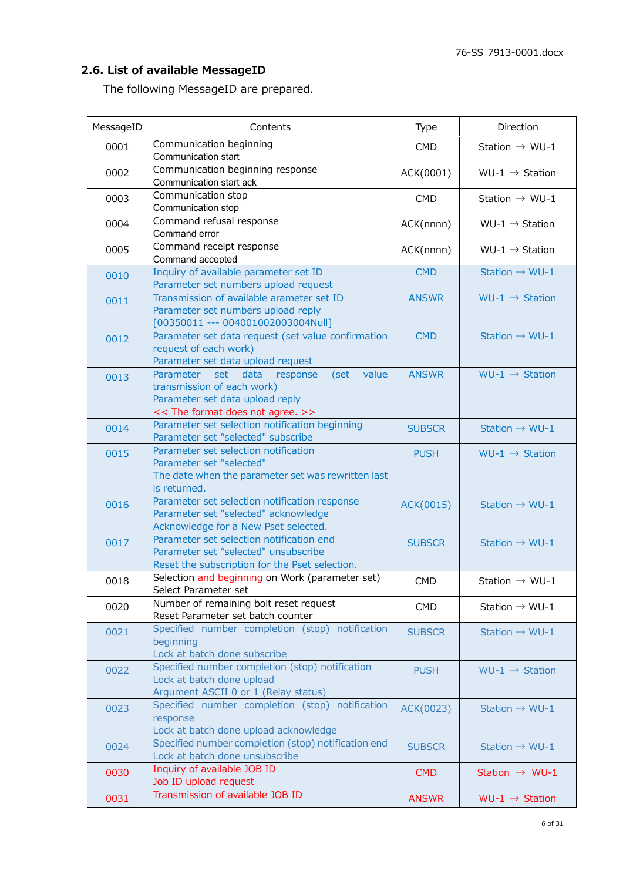## 2.6. List of available MessageID

The following MessageID are prepared.

| MessageID | Contents | Type | Direction |
|---|---|---|---|
| 0001 | Communication beginning<br>Communication start | CMD | Station → WU-1 |
| 0002 | Communication beginning response<br>Communication start ack | ACK(0001) | WU-1 → Station |
| 0003 | Communication stop<br>Communication stop | CMD | Station → WU-1 |
| 0004 | Command refusal response<br>Command error | ACK(nnnn) | WU-1 → Station |
| 0005 | Command receipt response<br>Command accepted | ACK(nnnn) | WU-1 → Station |
| 0010 | Inquiry of available parameter set ID<br>Parameter set numbers upload request | CMD | Station → WU-1 |
| 0011 | Transmission of available arameter set ID<br>Parameter set numbers upload reply<br>[00350011 --- 004001002003004Null] | ANSWR | WU-1 → Station |
| 0012 | Parameter set data request (set value confirmation request of each work)<br>Parameter set data upload request | CMD | Station → WU-1 |
| 0013 | Parameter set data response (set value transmission of each work)<br>Parameter set data upload reply<br><< The format does not agree. >> | ANSWR | WU-1 → Station |
| 0014 | Parameter set selection notification beginning<br>Parameter set “selected" subscribe | SUBSCR | Station → WU-1 |
| 0015 | Parameter set selection notification<br>Parameter set “selected"<br>The date when the parameter set was rewritten last is returned. | PUSH | WU-1 → Station |
| 0016 | Parameter set selection notification response<br>Parameter set “selected" acknowledge<br>Acknowledge for a New Pset selected. | ACK(0015) | Station → WU-1 |
| 0017 | Parameter set selection notification end<br>Parameter set “selected" unsubscribe<br>Reset the subscription for the Pset selection. | SUBSCR | Station → WU-1 |
| 0018 | Selection and beginning on Work (parameter set)<br>Select Parameter set | CMD | Station → WU-1 |
| 0020 | Number of remaining bolt reset request<br>Reset Parameter set batch counter | CMD | Station → WU-1 |
| 0021 | Specified number completion (stop) notification beginning<br>Lock at batch done subscribe | SUBSCR | Station → WU-1 |
| 0022 | Specified number completion (stop) notification<br>Lock at batch done upload<br>Argument ASCII 0 or 1 (Relay status) | PUSH | WU-1 → Station |
| 0023 | Specified number completion (stop) notification response<br>Lock at batch done upload acknowledge | ACK(0023) | Station → WU-1 |
| 0024 | Specified number completion (stop) notification end<br>Lock at batch done unsubscribe | SUBSCR | Station → WU-1 |
| 0030 | Inquiry of available JOB ID<br>Job ID upload request | CMD | Station → WU-1 |
| 0031 | Transmission of available JOB ID | ANSWR | WU-1 → Station |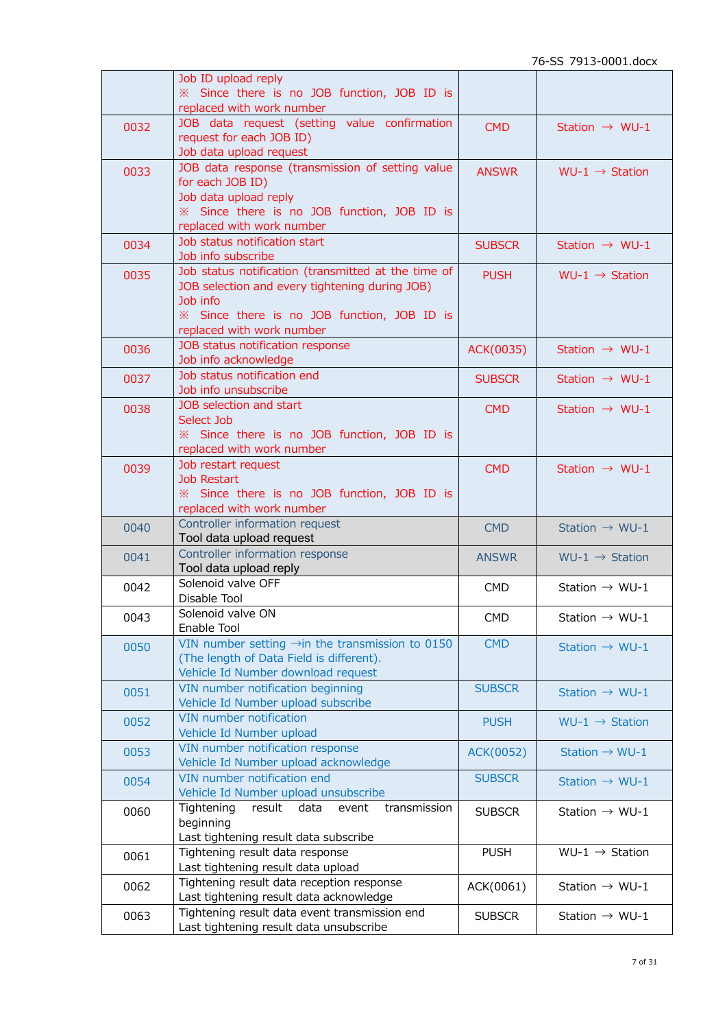| | | | |
|---|---|---|---|
| | Job ID upload reply<br>※ Since there is no JOB function, JOB ID is replaced with work number | | |
| 0032 | JOB data request (setting value confirmation request for each JOB ID)<br>Job data upload request | CMD | Station → WU-1 |
| 0033 | JOB data response (transmission of setting value for each JOB ID)<br>Job data upload reply<br>※ Since there is no JOB function, JOB ID is replaced with work number | ANSWR | WU-1 → Station |
| 0034 | Job status notification start<br>Job info subscribe | SUBSCR | Station → WU-1 |
| 0035 | Job status notification (transmitted at the time of JOB selection and every tightening during JOB)<br>Job info<br>※ Since there is no JOB function, JOB ID is replaced with work number | PUSH | WU-1 → Station |
| 0036 | JOB status notification response<br>Job info acknowledge | ACK(0035) | Station → WU-1 |
| 0037 | Job status notification end<br>Job info unsubscribe | SUBSCR | Station → WU-1 |
| 0038 | JOB selection and start<br>Select Job<br>※ Since there is no JOB function, JOB ID is replaced with work number | CMD | Station → WU-1 |
| 0039 | Job restart request<br>Job Restart<br>※ Since there is no JOB function, JOB ID is replaced with work number | CMD | Station → WU-1 |
| 0040 | Controller information request<br>Tool data upload request | CMD | Station → WU-1 |
| 0041 | Controller information response<br>Tool data upload reply | ANSWR | WU-1 → Station |
| 0042 | Solenoid valve OFF<br>Disable Tool | CMD | Station → WU-1 |
| 0043 | Solenoid valve ON<br>Enable Tool | CMD | Station → WU-1 |
| 0050 | VIN number setting →in the transmission to 0150 (The length of Data Field is different).<br>Vehicle Id Number download request | CMD | Station → WU-1 |
| 0051 | VIN number notification beginning<br>Vehicle Id Number upload subscribe | SUBSCR | Station → WU-1 |
| 0052 | VIN number notification<br>Vehicle Id Number upload | PUSH | WU-1 → Station |
| 0053 | VIN number notification response<br>Vehicle Id Number upload acknowledge | ACK(0052) | Station → WU-1 |
| 0054 | VIN number notification end<br>Vehicle Id Number upload unsubscribe | SUBSCR | Station → WU-1 |
| 0060 | Tightening result data event transmission beginning<br>Last tightening result data subscribe | SUBSCR | Station → WU-1 |
| 0061 | Tightening result data response<br>Last tightening result data upload | PUSH | WU-1 → Station |
| 0062 | Tightening result data reception response<br>Last tightening result data acknowledge | ACK(0061) | Station → WU-1 |
| 0063 | Tightening result data event transmission end<br>Last tightening result data unsubscribe | SUBSCR | Station → WU-1 |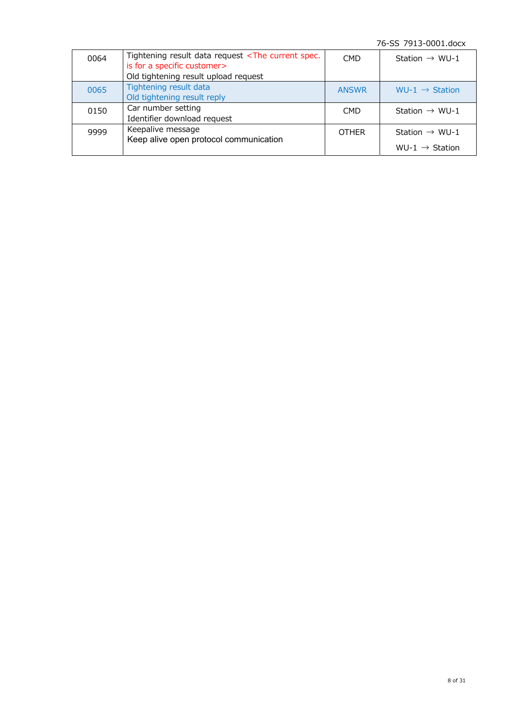| 0064 | Tightening result data request <The current spec. is for a specific customer><br>Old tightening result upload request | CMD | Station → WU-1 |
|---|---|---|---|
| 0065 | Tightening result data<br>Old tightening result reply | ANSWR | WU-1 → Station |
| 0150 | Car number setting<br>Identifier download request | CMD | Station → WU-1 |
| 9999 | Keepalive message<br>Keep alive open protocol communication | OTHER | Station → WU-1<br>WU-1 → Station |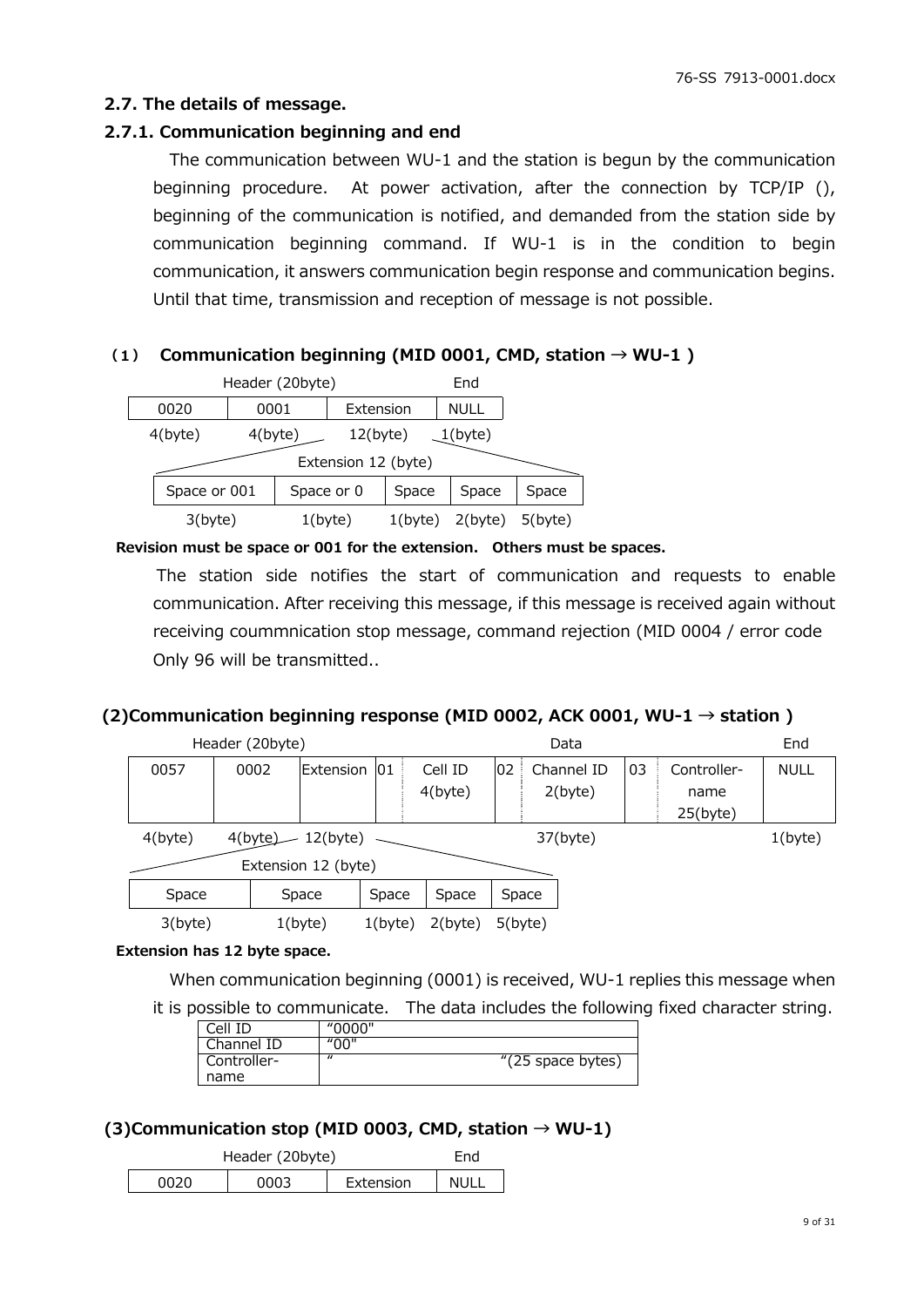### 2.7. The details of message.

### 2.7.1. Communication beginning and end

The communication between WU-1 and the station is begun by the communication beginning procedure. At power activation, after the connection by TCP/IP (), beginning of the communication is notified, and demanded from the station side by communication beginning command. If WU-1 is in the condition to begin communication, it answers communication begin response and communication begins. Until that time, transmission and reception of message is not possible.

#### （1） Communication beginning (MID 0001, CMD, station → WU-1 )

| Header (20byte) | | | End |
|---|---|---|---|
| 0020 | 0001 | Extension | NULL |
| 4(byte) | 4(byte) | 12(byte) | 1(byte) |

Extension 12 (byte)

| Space or 001 | Space or 0 | Space | Space | Space |
|---|---|---|---|---|
| 3(byte) | 1(byte) | 1(byte) | 2(byte) | 5(byte) |

**Revision must be space or 001 for the extension. Others must be spaces.**

The station side notifies the start of communication and requests to enable communication. After receiving this message, if this message is received again without receiving coummnication stop message, command rejection (MID 0004 / error code Only 96 will be transmitted..

#### (2)Communication beginning response (MID 0002, ACK 0001, WU-1 → station )

| Header (20byte) | | | Data | | | | | | End |
|---|---|---|---|---|---|---|---|---|---|
| 0057 | 0002 | Extension | 01 | Cell ID 4(byte) | 02 | Channel ID 2(byte) | 03 | Controller-name 25(byte) | NULL |
| 4(byte) | 4(byte) | 12(byte) | 37(byte) | | | | | | 1(byte) |

Extension 12 (byte)

| Space | Space | Space | Space | Space |
|---|---|---|---|---|
| 3(byte) | 1(byte) | 1(byte) | 2(byte) | 5(byte) |

**Extension has 12 byte space.**

When communication beginning (0001) is received, WU-1 replies this message when it is possible to communicate. The data includes the following fixed character string.

| | |
|---|---|
| Cell ID | "0000" |
| Channel ID | "00" |
| Controller-name | "                    "(25 space bytes) |

#### (3)Communication stop (MID 0003, CMD, station → WU-1)

| Header (20byte) | | | End |
|---|---|---|---|
| 0020 | 0003 | Extension | NULL |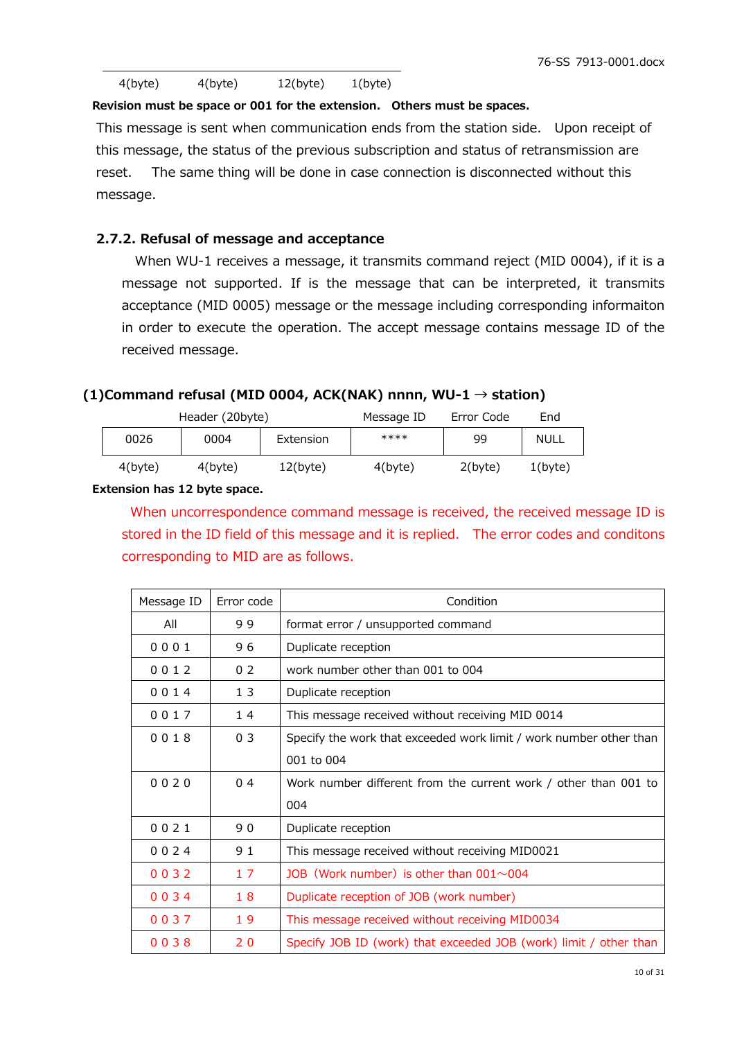| 4(byte) | 4(byte) | 12(byte) | 1(byte) |
|---|---|---|---|

**Revision must be space or 001 for the extension. Others must be spaces.**

This message is sent when communication ends from the station side. Upon receipt of this message, the status of the previous subscription and status of retransmission are reset. The same thing will be done in case connection is disconnected without this message.

### 2.7.2. Refusal of message and acceptance

When WU-1 receives a message, it transmits command reject (MID 0004), if it is a message not supported. If is the message that can be interpreted, it transmits acceptance (MID 0005) message or the message including corresponding informaiton in order to execute the operation. The accept message contains message ID of the received message.

#### (1)Command refusal (MID 0004, ACK(NAK) nnnn, WU-1 → station)

| Header (20byte) | | | Message ID | Error Code | End |
|---|---|---|---|---|---|
| 0026 | 0004 | Extension | **** | 99 | NULL |
| 4(byte) | 4(byte) | 12(byte) | 4(byte) | 2(byte) | 1(byte) |

**Extension has 12 byte space.**

When uncorrespondence command message is received, the received message ID is stored in the ID field of this message and it is replied. The error codes and conditons corresponding to MID are as follows.

| Message ID | Error code | Condition |
|---|---|---|
| All | 9 9 | format error / unsupported command |
| 0 0 0 1 | 9 6 | Duplicate reception |
| 0 0 1 2 | 0 2 | work number other than 001 to 004 |
| 0 0 1 4 | 1 3 | Duplicate reception |
| 0 0 1 7 | 1 4 | This message received without receiving MID 0014 |
| 0 0 1 8 | 0 3 | Specify the work that exceeded work limit / work number other than 001 to 004 |
| 0 0 2 0 | 0 4 | Work number different from the current work / other than 001 to 004 |
| 0 0 2 1 | 9 0 | Duplicate reception |
| 0 0 2 4 | 9 1 | This message received without receiving MID0021 |
| 0 0 3 2 | 1 7 | JOB（Work number）is other than 001～004 |
| 0 0 3 4 | 1 8 | Duplicate reception of JOB (work number) |
| 0 0 3 7 | 1 9 | This message received without receiving MID0034 |
| 0 0 3 8 | 2 0 | Specify JOB ID (work) that exceeded JOB (work) limit / other than |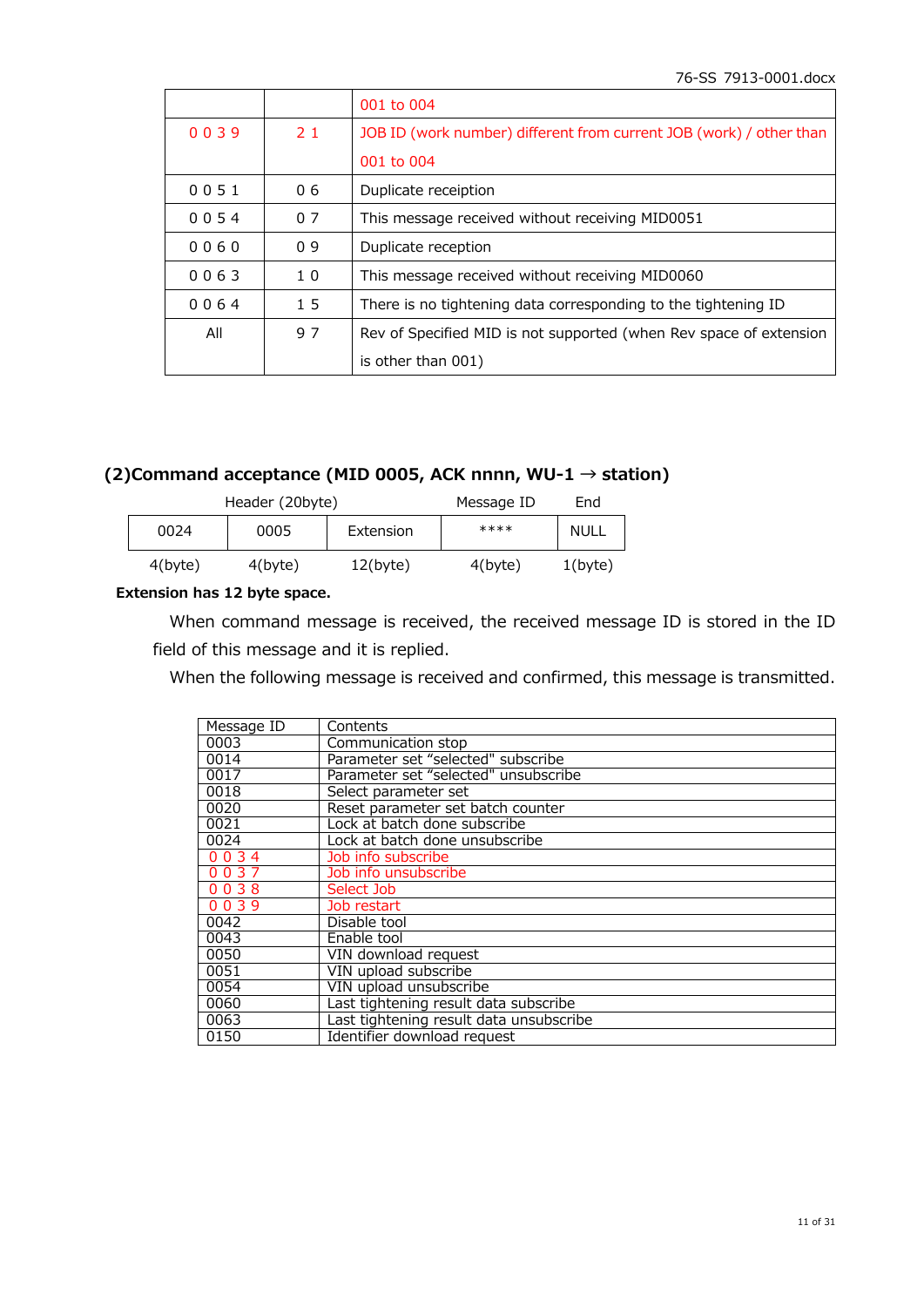| | | |
|---|---|---|
| | | 001 to 004 |
| 0 0 3 9 | 2 1 | JOB ID (work number) different from current JOB (work) / other than 001 to 004 |
| 0 0 5 1 | 0 6 | Duplicate receiption |
| 0 0 5 4 | 0 7 | This message received without receiving MID0051 |
| 0 0 6 0 | 0 9 | Duplicate reception |
| 0 0 6 3 | 1 0 | This message received without receiving MID0060 |
| 0 0 6 4 | 1 5 | There is no tightening data corresponding to the tightening ID |
| All | 9 7 | Rev of Specified MID is not supported (when Rev space of extension is other than 001) |

## (2)Command acceptance (MID 0005, ACK nnnn, WU-1 → station)

| Header (20byte) | | | Message ID | End |
|---|---|---|---|---|
| 0024 | 0005 | Extension | **** | NULL |
| 4(byte) | 4(byte) | 12(byte) | 4(byte) | 1(byte) |

**Extension has 12 byte space.**

When command message is received, the received message ID is stored in the ID field of this message and it is replied.

When the following message is received and confirmed, this message is transmitted.

| Message ID | Contents |
|---|---|
| 0003 | Communication stop |
| 0014 | Parameter set "selected" subscribe |
| 0017 | Parameter set "selected" unsubscribe |
| 0018 | Select parameter set |
| 0020 | Reset parameter set batch counter |
| 0021 | Lock at batch done subscribe |
| 0024 | Lock at batch done unsubscribe |
| 0 0 3 4 | Job info subscribe |
| 0 0 3 7 | Job info unsubscribe |
| 0 0 3 8 | Select Job |
| 0 0 3 9 | Job restart |
| 0042 | Disable tool |
| 0043 | Enable tool |
| 0050 | VIN download request |
| 0051 | VIN upload subscribe |
| 0054 | VIN upload unsubscribe |
| 0060 | Last tightening result data subscribe |
| 0063 | Last tightening result data unsubscribe |
| 0150 | Identifier download request |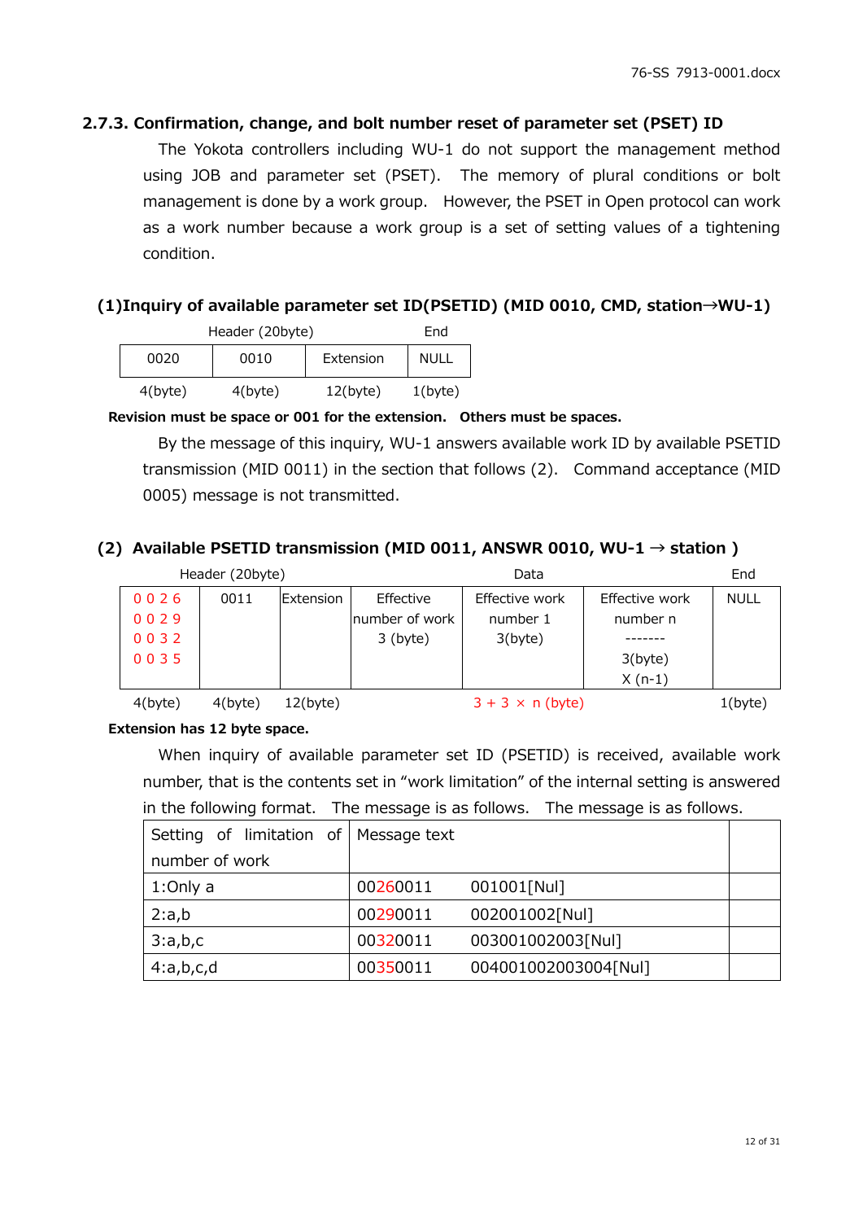### 2.7.3. Confirmation, change, and bolt number reset of parameter set (PSET) ID

The Yokota controllers including WU-1 do not support the management method using JOB and parameter set (PSET). The memory of plural conditions or bolt management is done by a work group. However, the PSET in Open protocol can work as a work number because a work group is a set of setting values of a tightening condition.

#### (1)Inquiry of available parameter set ID(PSETID) (MID 0010, CMD, station→WU-1)

| Header (20byte) | | | End |
|---|---|---|---|
| 0020 | 0010 | Extension | NULL |
| 4(byte) | 4(byte) | 12(byte) | 1(byte) |

**Revision must be space or 001 for the extension. Others must be spaces.**

By the message of this inquiry, WU-1 answers available work ID by available PSETID transmission (MID 0011) in the section that follows (2). Command acceptance (MID 0005) message is not transmitted.

#### (2) Available PSETID transmission (MID 0011, ANSWR 0010, WU-1 → station )

| Header (20byte) | | | Data | | | End |
|---|---|---|---|---|---|---|
| 0026<br>0029<br>0032<br>0035 | 0011 | Extension | Effective number of work<br>3 (byte) | Effective work number 1<br>3(byte) | Effective work number n<br>-------<br>3(byte)<br>X (n-1) | NULL |
| 4(byte) | 4(byte) | 12(byte) | 3 + 3 × n (byte) | | | 1(byte) |

**Extension has 12 byte space.**

When inquiry of available parameter set ID (PSETID) is received, available work number, that is the contents set in “work limitation” of the internal setting is answered in the following format. The message is as follows. The message is as follows.

| Setting of limitation of number of work | Message text | | |
|---|---|---|---|
| 1:Only a | 00260011 | 001001[Nul] | |
| 2:a,b | 00290011 | 002001002[Nul] | |
| 3:a,b,c | 00320011 | 003001002003[Nul] | |
| 4:a,b,c,d | 00350011 | 004001002003004[Nul] | |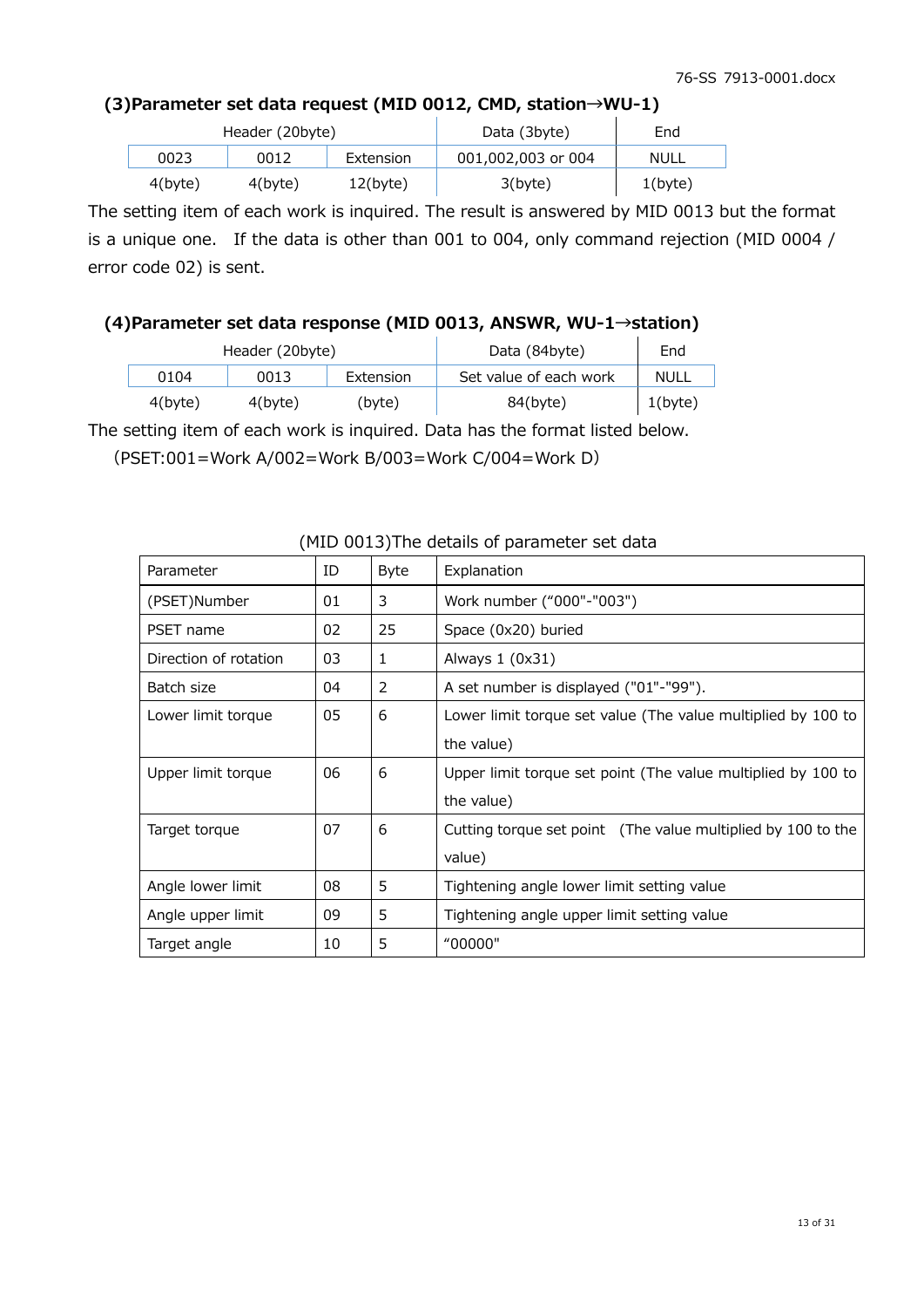### (3)Parameter set data request (MID 0012, CMD, station→WU-1)

| Header (20byte) | | | Data (3byte) | End |
|---|---|---|---|---|
| 0023 | 0012 | Extension | 001,002,003 or 004 | NULL |
| 4(byte) | 4(byte) | 12(byte) | 3(byte) | 1(byte) |

The setting item of each work is inquired. The result is answered by MID 0013 but the format is a unique one. If the data is other than 001 to 004, only command rejection (MID 0004 / error code 02) is sent.

### (4)Parameter set data response (MID 0013, ANSWR, WU-1→station)

| Header (20byte) | | | Data (84byte) | End |
|---|---|---|---|---|
| 0104 | 0013 | Extension | Set value of each work | NULL |
| 4(byte) | 4(byte) | (byte) | 84(byte) | 1(byte) |

The setting item of each work is inquired. Data has the format listed below.

(PSET:001=Work A/002=Work B/003=Work C/004=Work D)

(MID 0013)The details of parameter set data

| Parameter | ID | Byte | Explanation |
|---|---|---|---|
| (PSET)Number | 01 | 3 | Work number ("000"-"003") |
| PSET name | 02 | 25 | Space (0x20) buried |
| Direction of rotation | 03 | 1 | Always 1 (0x31) |
| Batch size | 04 | 2 | A set number is displayed ("01"-"99"). |
| Lower limit torque | 05 | 6 | Lower limit torque set value (The value multiplied by 100 to the value) |
| Upper limit torque | 06 | 6 | Upper limit torque set point (The value multiplied by 100 to the value) |
| Target torque | 07 | 6 | Cutting torque set point (The value multiplied by 100 to the value) |
| Angle lower limit | 08 | 5 | Tightening angle lower limit setting value |
| Angle upper limit | 09 | 5 | Tightening angle upper limit setting value |
| Target angle | 10 | 5 | "00000" |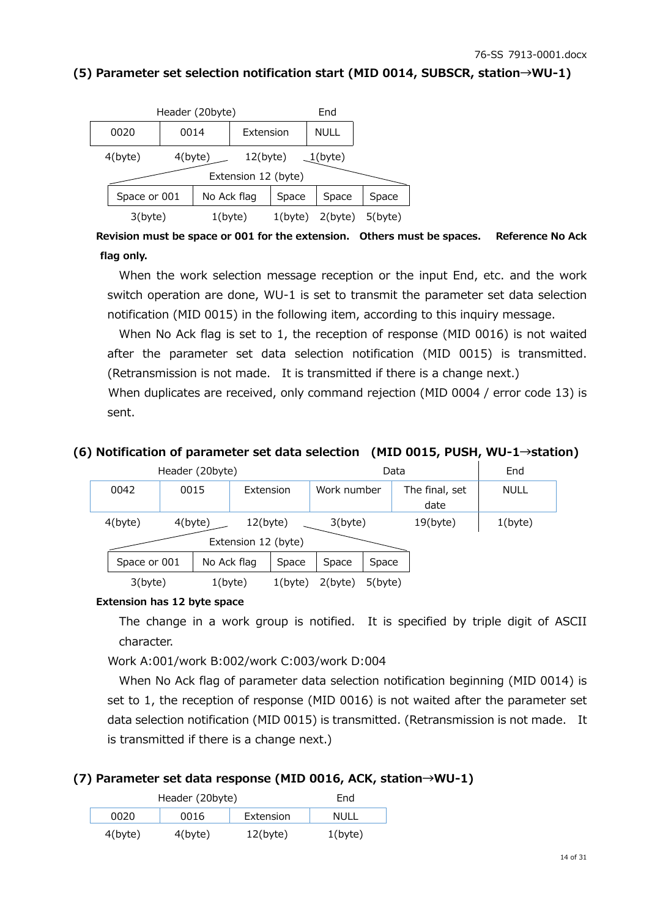### (5) Parameter set selection notification start (MID 0014, SUBSCR, station→WU-1)

| Header (20byte) | | | End |
|---|---|---|---|
| 0020 | 0014 | Extension | NULL |
| 4(byte) | 4(byte) | 12(byte) | 1(byte) |

Extension 12 (byte)

| Space or 001 | No Ack flag | Space | Space | Space |
|---|---|---|---|---|
| 3(byte) | 1(byte) | 1(byte) | 2(byte) | 5(byte) |

**Revision must be space or 001 for the extension. Others must be spaces. Reference No Ack flag only.**

When the work selection message reception or the input End, etc. and the work switch operation are done, WU-1 is set to transmit the parameter set data selection notification (MID 0015) in the following item, according to this inquiry message.

When No Ack flag is set to 1, the reception of response (MID 0016) is not waited after the parameter set data selection notification (MID 0015) is transmitted. (Retransmission is not made. It is transmitted if there is a change next.)

When duplicates are received, only command rejection (MID 0004 / error code 13) is sent.

### (6) Notification of parameter set data selection (MID 0015, PUSH, WU-1→station)

| Header (20byte) | | | Data | | End |
|---|---|---|---|---|---|
| 0042 | 0015 | Extension | Work number | The final, set date | NULL |
| 4(byte) | 4(byte) | 12(byte) | 3(byte) | 19(byte) | 1(byte) |

Extension 12 (byte)

| Space or 001 | No Ack flag | Space | Space | Space |
|---|---|---|---|---|
| 3(byte) | 1(byte) | 1(byte) | 2(byte) | 5(byte) |

**Extension has 12 byte space**

The change in a work group is notified. It is specified by triple digit of ASCII character.

Work A:001/work B:002/work C:003/work D:004

When No Ack flag of parameter data selection notification beginning (MID 0014) is set to 1, the reception of response (MID 0016) is not waited after the parameter set data selection notification (MID 0015) is transmitted. (Retransmission is not made. It is transmitted if there is a change next.)

### (7) Parameter set data response (MID 0016, ACK, station→WU-1)

| Header (20byte) | | | End |
|---|---|---|---|
| 0020 | 0016 | Extension | NULL |
| 4(byte) | 4(byte) | 12(byte) | 1(byte) |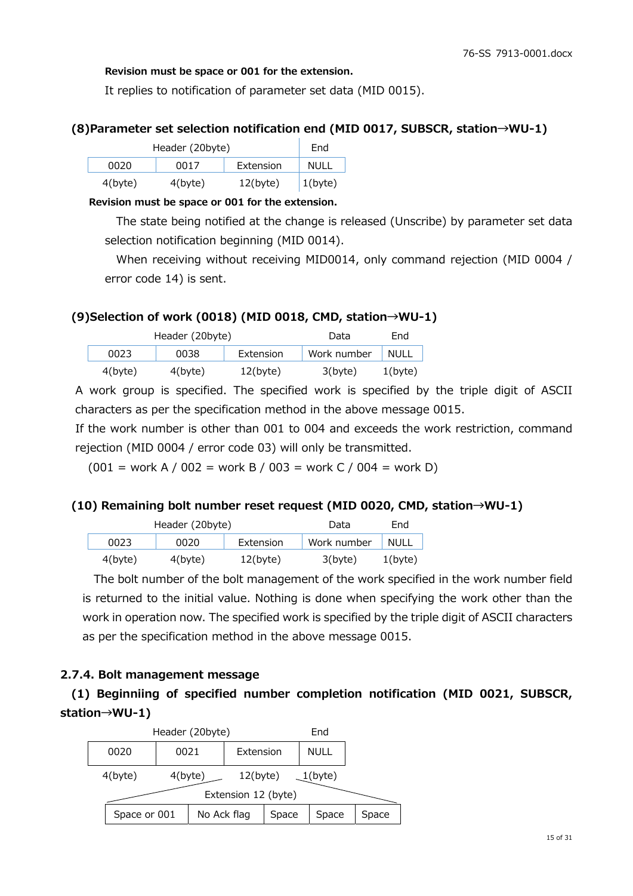**Revision must be space or 001 for the extension.**

It replies to notification of parameter set data (MID 0015).

### (8)Parameter set selection notification end (MID 0017, SUBSCR, station→WU-1)

| Header (20byte) | | | End |
|---|---|---|---|
| 0020 | 0017 | Extension | NULL |
| 4(byte) | 4(byte) | 12(byte) | 1(byte) |

**Revision must be space or 001 for the extension.**

The state being notified at the change is released (Unscribe) by parameter set data selection notification beginning (MID 0014).

When receiving without receiving MID0014, only command rejection (MID 0004 / error code 14) is sent.

### (9)Selection of work (0018) (MID 0018, CMD, station→WU-1)

| Header (20byte) | | | Data | End |
|---|---|---|---|---|
| 0023 | 0038 | Extension | Work number | NULL |
| 4(byte) | 4(byte) | 12(byte) | 3(byte) | 1(byte) |

A work group is specified. The specified work is specified by the triple digit of ASCII characters as per the specification method in the above message 0015.

If the work number is other than 001 to 004 and exceeds the work restriction, command rejection (MID 0004 / error code 03) will only be transmitted.

(001 = work A / 002 = work B / 003 = work C / 004 = work D)

### (10) Remaining bolt number reset request (MID 0020, CMD, station→WU-1)

| Header (20byte) | | | Data | End |
|---|---|---|---|---|
| 0023 | 0020 | Extension | Work number | NULL |
| 4(byte) | 4(byte) | 12(byte) | 3(byte) | 1(byte) |

The bolt number of the bolt management of the work specified in the work number field is returned to the initial value. Nothing is done when specifying the work other than the work in operation now. The specified work is specified by the triple digit of ASCII characters as per the specification method in the above message 0015.

## 2.7.4. Bolt management message

### (1) Beginniing of specified number completion notification (MID 0021, SUBSCR, station→WU-1)

| Header (20byte) | | | End |
|---|---|---|---|
| 0020 | 0021 | Extension | NULL |
| 4(byte) | 4(byte) | 12(byte) | 1(byte) |

Extension 12 (byte)

| Space or 001 | No Ack flag | Space | Space | Space |
|---|---|---|---|---|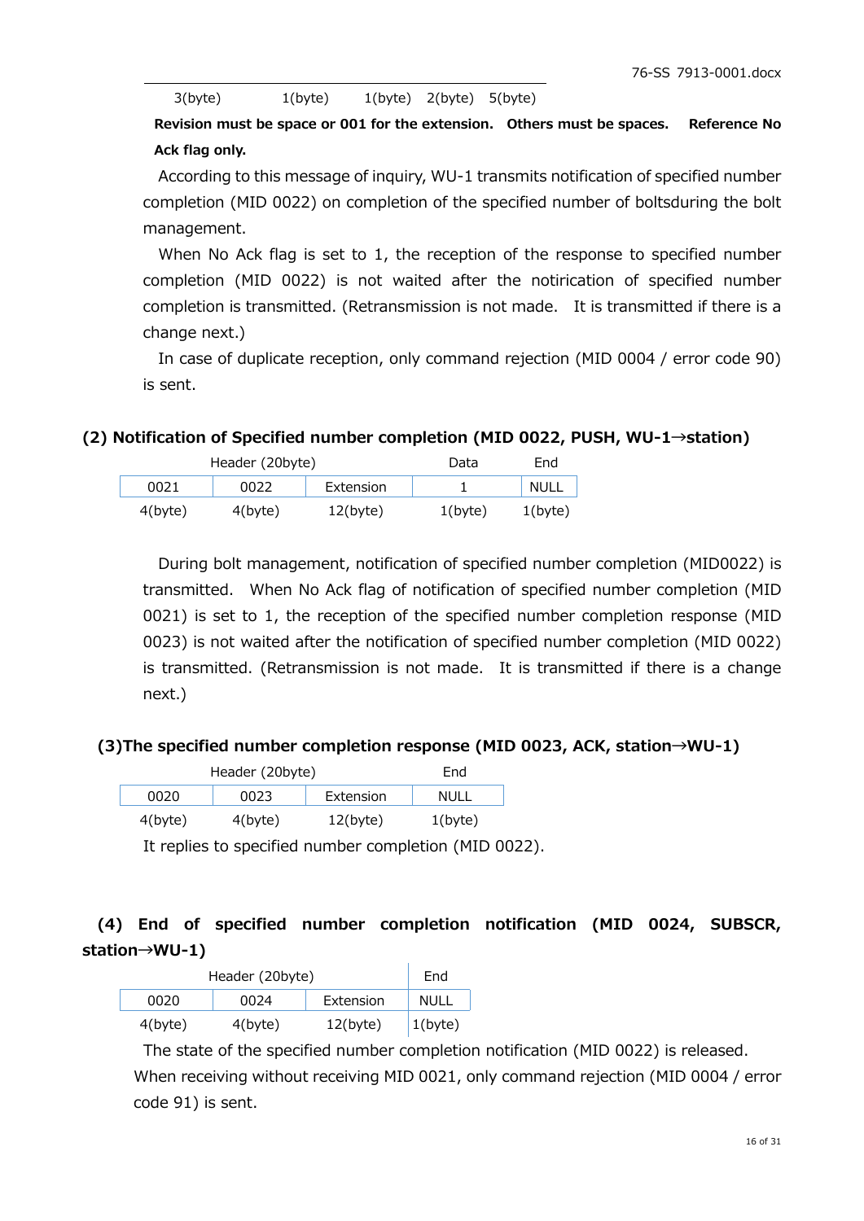| 3(byte) | 1(byte) | 1(byte) | 2(byte) | 5(byte) |
|---|---|---|---|---|

**Revision must be space or 001 for the extension. Others must be spaces. Reference No Ack flag only.**

According to this message of inquiry, WU-1 transmits notification of specified number completion (MID 0022) on completion of the specified number of boltsduring the bolt management.

When No Ack flag is set to 1, the reception of the response to specified number completion (MID 0022) is not waited after the notirication of specified number completion is transmitted. (Retransmission is not made. It is transmitted if there is a change next.)

In case of duplicate reception, only command rejection (MID 0004 / error code 90) is sent.

### (2) Notification of Specified number completion (MID 0022, PUSH, WU-1→station)

| Header (20byte) | | | Data | End |
|---|---|---|---|---|
| 0021 | 0022 | Extension | 1 | NULL |
| 4(byte) | 4(byte) | 12(byte) | 1(byte) | 1(byte) |

During bolt management, notification of specified number completion (MID0022) is transmitted. When No Ack flag of notification of specified number completion (MID 0021) is set to 1, the reception of the specified number completion response (MID 0023) is not waited after the notification of specified number completion (MID 0022) is transmitted. (Retransmission is not made. It is transmitted if there is a change next.)

### (3)The specified number completion response (MID 0023, ACK, station→WU-1)

| Header (20byte) | | | End |
|---|---|---|---|
| 0020 | 0023 | Extension | NULL |
| 4(byte) | 4(byte) | 12(byte) | 1(byte) |

It replies to specified number completion (MID 0022).

### (4) End of specified number completion notification (MID 0024, SUBSCR, station→WU-1)

| Header (20byte) | | | End |
|---|---|---|---|
| 0020 | 0024 | Extension | NULL |
| 4(byte) | 4(byte) | 12(byte) | 1(byte) |

The state of the specified number completion notification (MID 0022) is released.

When receiving without receiving MID 0021, only command rejection (MID 0004 / error code 91) is sent.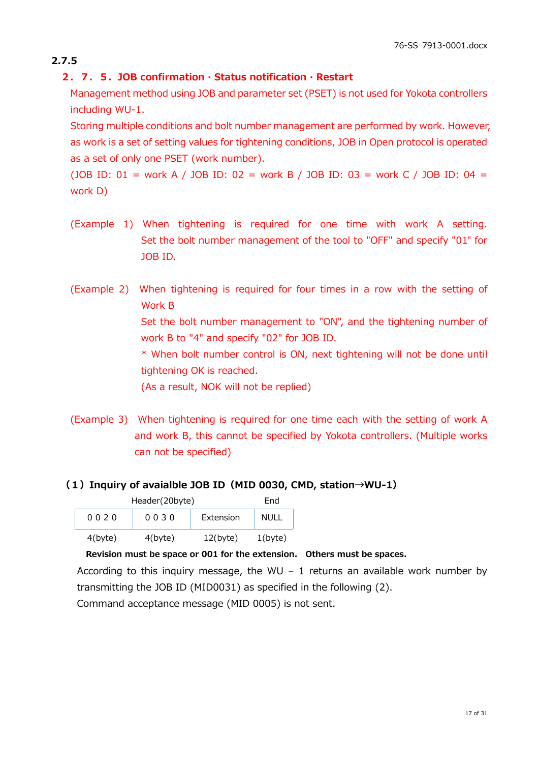2.7.5

## 2．7．5．JOB confirmation · Status notification · Restart

Management method using JOB and parameter set (PSET) is not used for Yokota controllers including WU-1.

Storing multiple conditions and bolt number management are performed by work. However, as work is a set of setting values for tightening conditions, JOB in Open protocol is operated as a set of only one PSET (work number).

(JOB ID: 01 = work A / JOB ID: 02 = work B / JOB ID: 03 = work C / JOB ID: 04 = work D)

(Example 1) When tightening is required for one time with work A setting. Set the bolt number management of the tool to "OFF" and specify "01" for JOB ID.

(Example 2) When tightening is required for four times in a row with the setting of Work B
Set the bolt number management to "ON", and the tightening number of work B to "4" and specify "02" for JOB ID.
* When bolt number control is ON, next tightening will not be done until tightening OK is reached.
(As a result, NOK will not be replied)

(Example 3) When tightening is required for one time each with the setting of work A and work B, this cannot be specified by Yokota controllers. (Multiple works can not be specified)

### (1) Inquiry of avaialble JOB ID (MID 0030, CMD, station→WU-1)

| Header(20byte) | | | End |
|---|---|---|---|
| 0 0 2 0 | 0 0 3 0 | Extension | NULL |
| 4(byte) | 4(byte) | 12(byte) | 1(byte) |

**Revision must be space or 001 for the extension. Others must be spaces.**

According to this inquiry message, the WU – 1 returns an available work number by transmitting the JOB ID (MID0031) as specified in the following (2).
Command acceptance message (MID 0005) is not sent.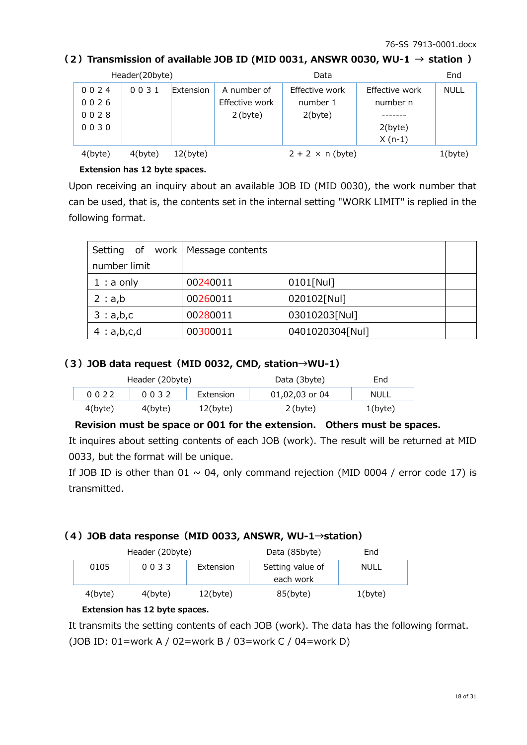## （2）Transmission of available JOB ID (MID 0031, ANSWR 0030, WU-1 → station ）

| Header(20byte) | | | Data | | | End |
|---|---|---|---|---|---|---|
| 0 0 2 4<br>0 0 2 6<br>0 0 2 8<br>0 0 3 0 | 0 0 3 1 | Extension | A number of Effective work 2 (byte) | Effective work number 1 2(byte) | Effective work number n -------<br>2(byte) X (n-1) | NULL |
| 4(byte) | 4(byte) | 12(byte) | | 2 + 2 × n (byte) | | 1(byte) |

**Extension has 12 byte spaces.**

Upon receiving an inquiry about an available JOB ID (MID 0030), the work number that can be used, that is, the contents set in the internal setting "WORK LIMIT" is replied in the following format.

| Setting of work number limit | Message contents | | |
|---|---|---|---|
| 1 : a only | 00240011 | 0101[Nul] | |
| 2 : a,b | 00260011 | 020102[Nul] | |
| 3 : a,b,c | 00280011 | 03010203[Nul] | |
| 4 : a,b,c,d | 00300011 | 0401020304[Nul] | |

## （3）JOB data request（MID 0032, CMD, station→WU-1）

| Header (20byte) | | | Data (3byte) | End |
|---|---|---|---|---|
| 0 0 22 | 0 0 3 2 | Extension | 01,02,03 or 04 | NULL |
| 4(byte) | 4(byte) | 12(byte) | 2 (byte) | 1(byte) |

**Revision must be space or 001 for the extension. Others must be spaces.**

It inquires about setting contents of each JOB (work). The result will be returned at MID 0033, but the format will be unique.

If JOB ID is other than 01 ~ 04, only command rejection (MID 0004 / error code 17) is transmitted.

## （4）JOB data response（MID 0033, ANSWR, WU-1→station)

| Header (20byte) | | | Data (85byte) | End |
|---|---|---|---|---|
| 0105 | 0 0 3 3 | Extension | Setting value of each work | NULL |
| 4(byte) | 4(byte) | 12(byte) | 85(byte) | 1(byte) |

**Extension has 12 byte spaces.**

It transmits the setting contents of each JOB (work). The data has the following format.
(JOB ID: 01=work A / 02=work B / 03=work C / 04=work D)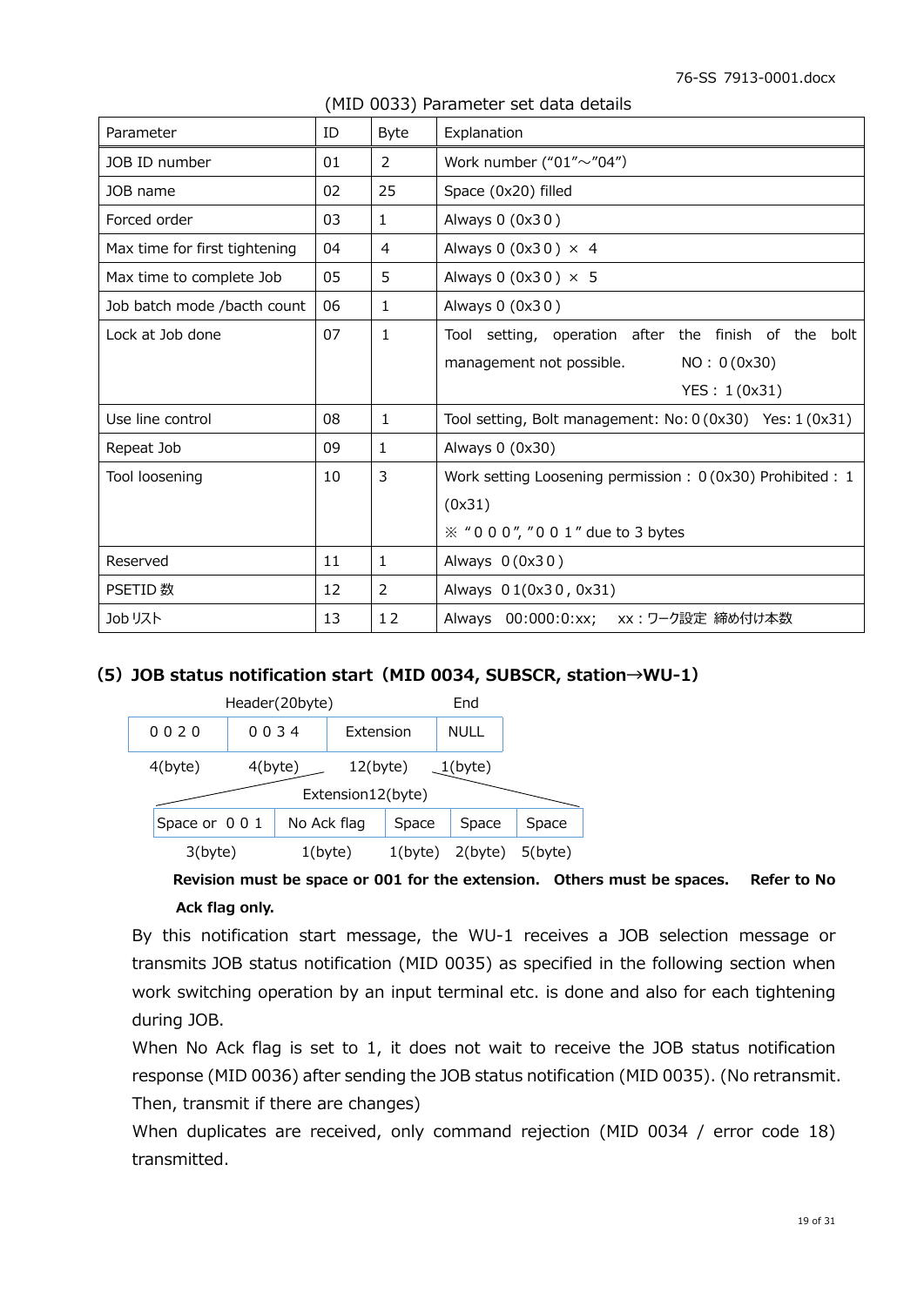(MID 0033) Parameter set data details

| Parameter | ID | Byte | Explanation |
|---|---|---|---|
| JOB ID number | 01 | 2 | Work number (“01”～”04”) |
| JOB name | 02 | 25 | Space (0x20) filled |
| Forced order | 03 | 1 | Always 0 (0x3０) |
| Max time for first tightening | 04 | 4 | Always 0 (0x3０) × 4 |
| Max time to complete Job | 05 | 5 | Always 0 (0x3０) × 5 |
| Job batch mode /bacth count | 06 | 1 | Always 0 (0x3０) |
| Lock at Job done | 07 | 1 | Tool setting, operation after the finish of the bolt management not possible. NO：０(0x30) YES：１(0x31) |
| Use line control | 08 | 1 | Tool setting, Bolt management: No:０(0x30) Yes:１(0x31) |
| Repeat Job | 09 | 1 | Always 0 (0x30) |
| Tool loosening | 10 | 3 | Work setting Loosening permission：０(0x30) Prohibited：１(0x31) ※ “０００”, ”００１” due to 3 bytes |
| Reserved | 11 | 1 | Always ０(0x3０) |
| PSETID 数 | 12 | 2 | Always ０1(0x3０, 0x31) |
| Job リスト | 13 | 1２ | Always 00:000:0:xx; xx：ワーク設定 締め付け本数 |

## (5) JOB status notification start（MID 0034, SUBSCR, station→WU-1）

Header(20byte)

| ００２０ | ００３４ | Extension | NULL |
|---|---|---|---|
| 4(byte) | 4(byte) | 12(byte) | 1(byte) |

Extension12(byte)

| Space or ００１ | No Ack flag | Space | Space | Space |
|---|---|---|---|---|
| 3(byte) | 1(byte) | 1(byte) | 2(byte) | 5(byte) |

**Revision must be space or 001 for the extension. Others must be spaces. Refer to No Ack flag only.**

By this notification start message, the WU-1 receives a JOB selection message or transmits JOB status notification (MID 0035) as specified in the following section when work switching operation by an input terminal etc. is done and also for each tightening during JOB.

When No Ack flag is set to 1, it does not wait to receive the JOB status notification response (MID 0036) after sending the JOB status notification (MID 0035). (No retransmit. Then, transmit if there are changes)

When duplicates are received, only command rejection (MID 0034 / error code 18) transmitted.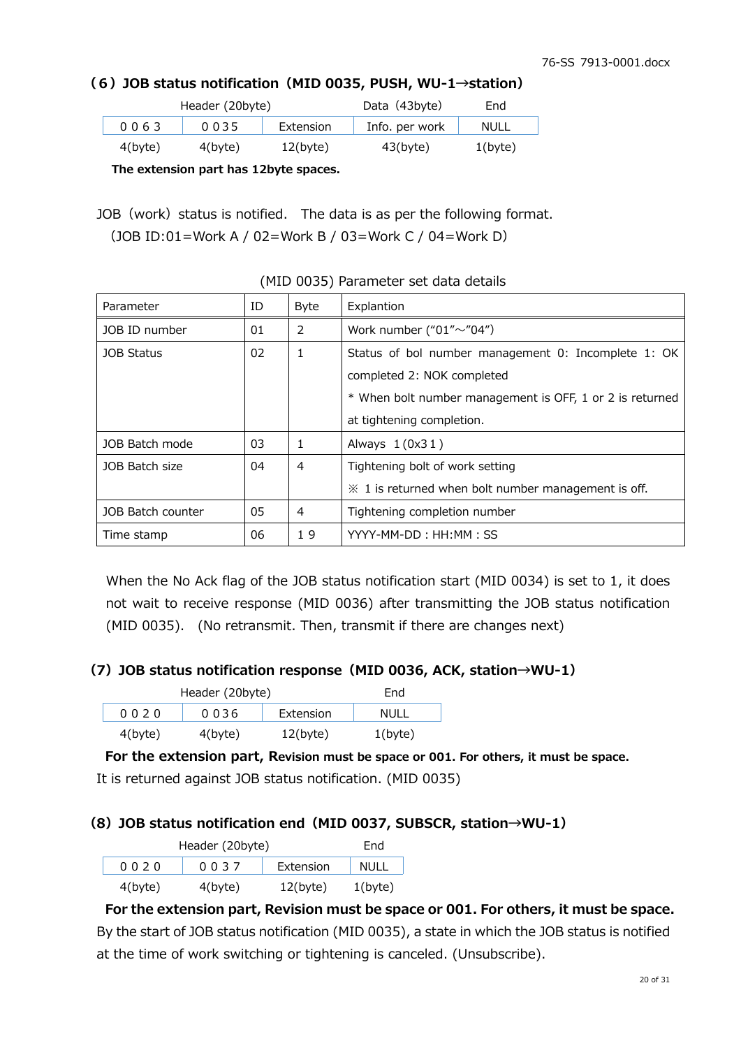### （6）JOB status notification（MID 0035, PUSH, WU-1→station）

| Header (20byte) | | | Data（43byte) | End |
|---|---|---|---|---|
| 0063 | 0035 | Extension | Info. per work | NULL |
| 4(byte) | 4(byte) | 12(byte) | 43(byte) | 1(byte) |

**The extension part has 12byte spaces.**

JOB（work）status is notified.　The data is as per the following format.
（JOB ID:01=Work A / 02=Work B / 03=Work C / 04=Work D）

(MID 0035) Parameter set data details

| Parameter | ID | Byte | Explantion |
|---|---|---|---|
| JOB ID number | 01 | 2 | Work number (“01”～“04”) |
| JOB Status | 02 | 1 | Status of bol number management 0: Incomplete 1: OK completed 2: NOK completed<br>* When bolt number management is OFF, 1 or 2 is returned at tightening completion. |
| JOB Batch mode | 03 | 1 | Always 1(0x31) |
| JOB Batch size | 04 | 4 | Tightening bolt of work setting<br>※ 1 is returned when bolt number management is off. |
| JOB Batch counter | 05 | 4 | Tightening completion number |
| Time stamp | 06 | 19 | YYYY-MM-DD : HH:MM : SS |

When the No Ack flag of the JOB status notification start (MID 0034) is set to 1, it does not wait to receive response (MID 0036) after transmitting the JOB status notification (MID 0035).　(No retransmit. Then, transmit if there are changes next)

### (7) JOB status notification response（MID 0036, ACK, station→WU-1）

| Header (20byte) | | | End |
|---|---|---|---|
| 0020 | 0036 | Extension | NULL |
| 4(byte) | 4(byte) | 12(byte) | 1(byte) |

**For the extension part, Revision must be space or 001. For others, it must be space.**

It is returned against JOB status notification. (MID 0035)

### (8) JOB status notification end（MID 0037, SUBSCR, station→WU-1）

| Header (20byte) | | | End |
|---|---|---|---|
| 0020 | 0037 | Extension | NULL |
| 4(byte) | 4(byte) | 12(byte) | 1(byte) |

**For the extension part, Revision must be space or 001. For others, it must be space.**

By the start of JOB status notification (MID 0035), a state in which the JOB status is notified at the time of work switching or tightening is canceled. (Unsubscribe).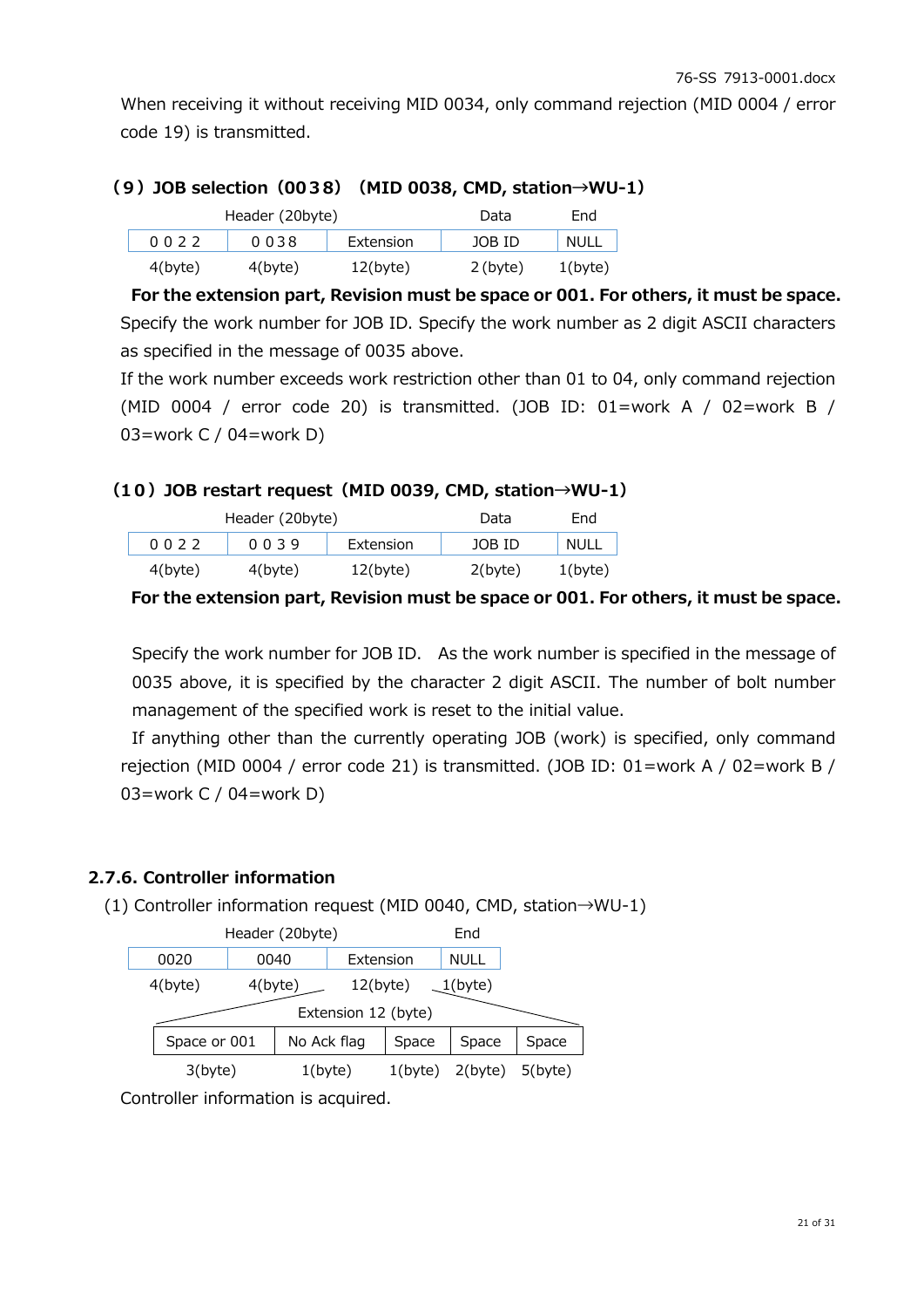When receiving it without receiving MID 0034, only command rejection (MID 0004 / error code 19) is transmitted.

### （9）JOB selection（0038）（MID 0038, CMD, station→WU-1）

| Header (20byte) | | | Data | End |
|---|---|---|---|---|
| 0 0 2 2 | 0 0 3 8 | Extension | JOB ID | NULL |
| 4(byte) | 4(byte) | 12(byte) | 2 (byte) | 1(byte) |

**For the extension part, Revision must be space or 001. For others, it must be space.**

Specify the work number for JOB ID. Specify the work number as 2 digit ASCII characters as specified in the message of 0035 above.

If the work number exceeds work restriction other than 01 to 04, only command rejection (MID 0004 / error code 20) is transmitted. (JOB ID: 01=work A / 02=work B / 03=work C / 04=work D)

### （10）JOB restart request（MID 0039, CMD, station→WU-1）

| Header (20byte) | | | Data | End |
|---|---|---|---|---|
| 0 0 2 2 | 0 0 3 9 | Extension | JOB ID | NULL |
| 4(byte) | 4(byte) | 12(byte) | 2(byte) | 1(byte) |

**For the extension part, Revision must be space or 001. For others, it must be space.**

Specify the work number for JOB ID. As the work number is specified in the message of 0035 above, it is specified by the character 2 digit ASCII. The number of bolt number management of the specified work is reset to the initial value.

If anything other than the currently operating JOB (work) is specified, only command rejection (MID 0004 / error code 21) is transmitted. (JOB ID: 01=work A / 02=work B / 03=work C / 04=work D)

## 2.7.6. Controller information

(1) Controller information request (MID 0040, CMD, station→WU-1)

| Header (20byte) | | | End |
|---|---|---|---|
| 0020 | 0040 | Extension | NULL |
| 4(byte) | 4(byte) | 12(byte) | 1(byte) |

Extension 12 (byte)

| Space or 001 | No Ack flag | Space | Space | Space |
|---|---|---|---|---|
| 3(byte) | 1(byte) | 1(byte) | 2(byte) | 5(byte) |

Controller information is acquired.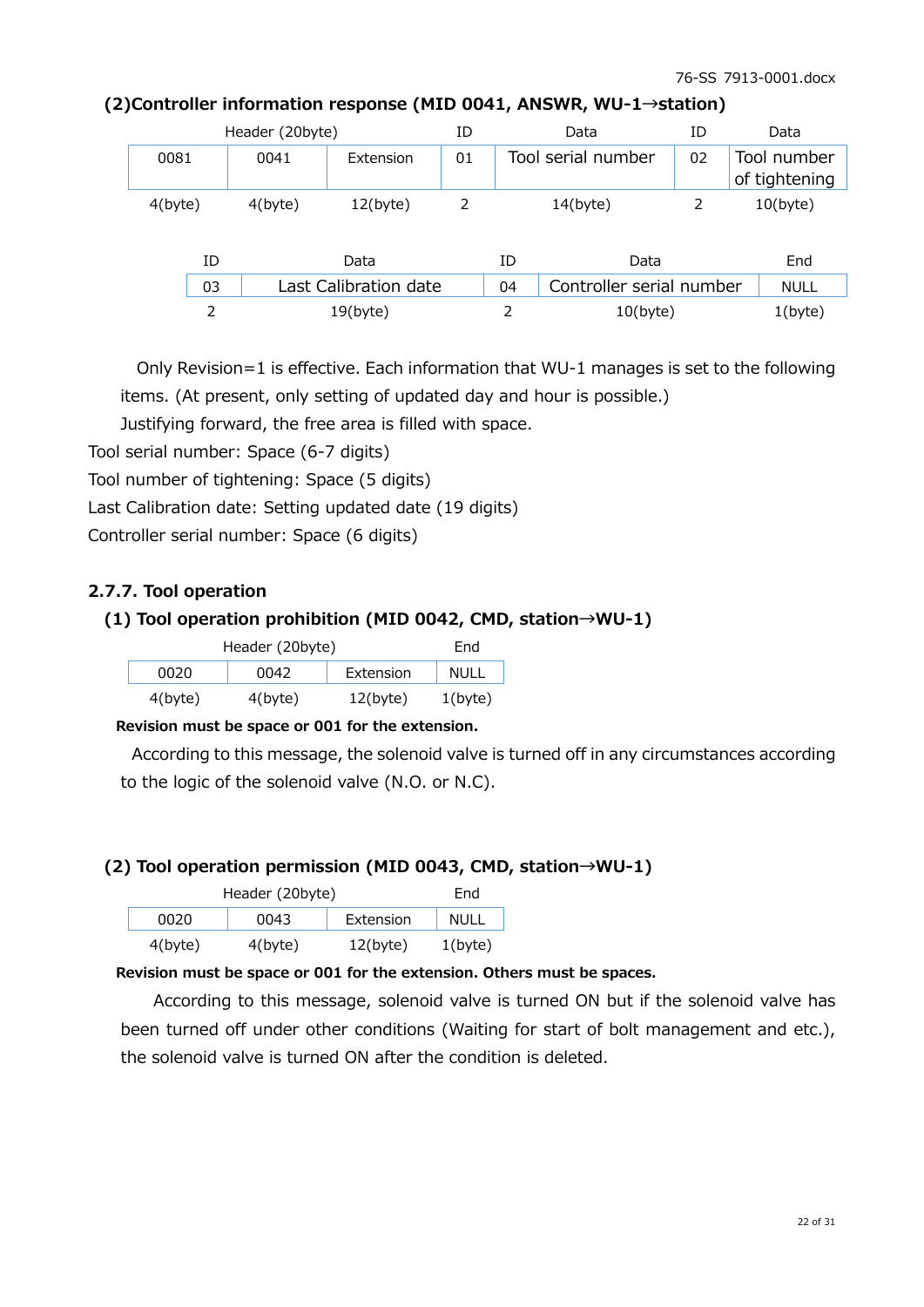### (2)Controller information response (MID 0041, ANSWR, WU-1→station)

| Header (20byte) | | | ID | Data | ID | Data |
|---|---|---|---|---|---|---|
| 0081 | 0041 | Extension | 01 | Tool serial number | 02 | Tool number of tightening |
| 4(byte) | 4(byte) | 12(byte) | 2 | 14(byte) | 2 | 10(byte) |

| ID | Data | ID | Data | End |
|---|---|---|---|---|
| 03 | Last Calibration date | 04 | Controller serial number | NULL |
| 2 | 19(byte) | 2 | 10(byte) | 1(byte) |

Only Revision=1 is effective. Each information that WU-1 manages is set to the following items. (At present, only setting of updated day and hour is possible.)

Justifying forward, the free area is filled with space.

Tool serial number: Space (6-7 digits)

Tool number of tightening: Space (5 digits)

Last Calibration date: Setting updated date (19 digits)

Controller serial number: Space (6 digits)

### 2.7.7. Tool operation

#### (1) Tool operation prohibition (MID 0042, CMD, station→WU-1)

| Header (20byte) | | | End |
|---|---|---|---|
| 0020 | 0042 | Extension | NULL |
| 4(byte) | 4(byte) | 12(byte) | 1(byte) |

**Revision must be space or 001 for the extension.**

According to this message, the solenoid valve is turned off in any circumstances according to the logic of the solenoid valve (N.O. or N.C).

#### (2) Tool operation permission (MID 0043, CMD, station→WU-1)

| Header (20byte) | | | End |
|---|---|---|---|
| 0020 | 0043 | Extension | NULL |
| 4(byte) | 4(byte) | 12(byte) | 1(byte) |

**Revision must be space or 001 for the extension. Others must be spaces.**

According to this message, solenoid valve is turned ON but if the solenoid valve has been turned off under other conditions (Waiting for start of bolt management and etc.), the solenoid valve is turned ON after the condition is deleted.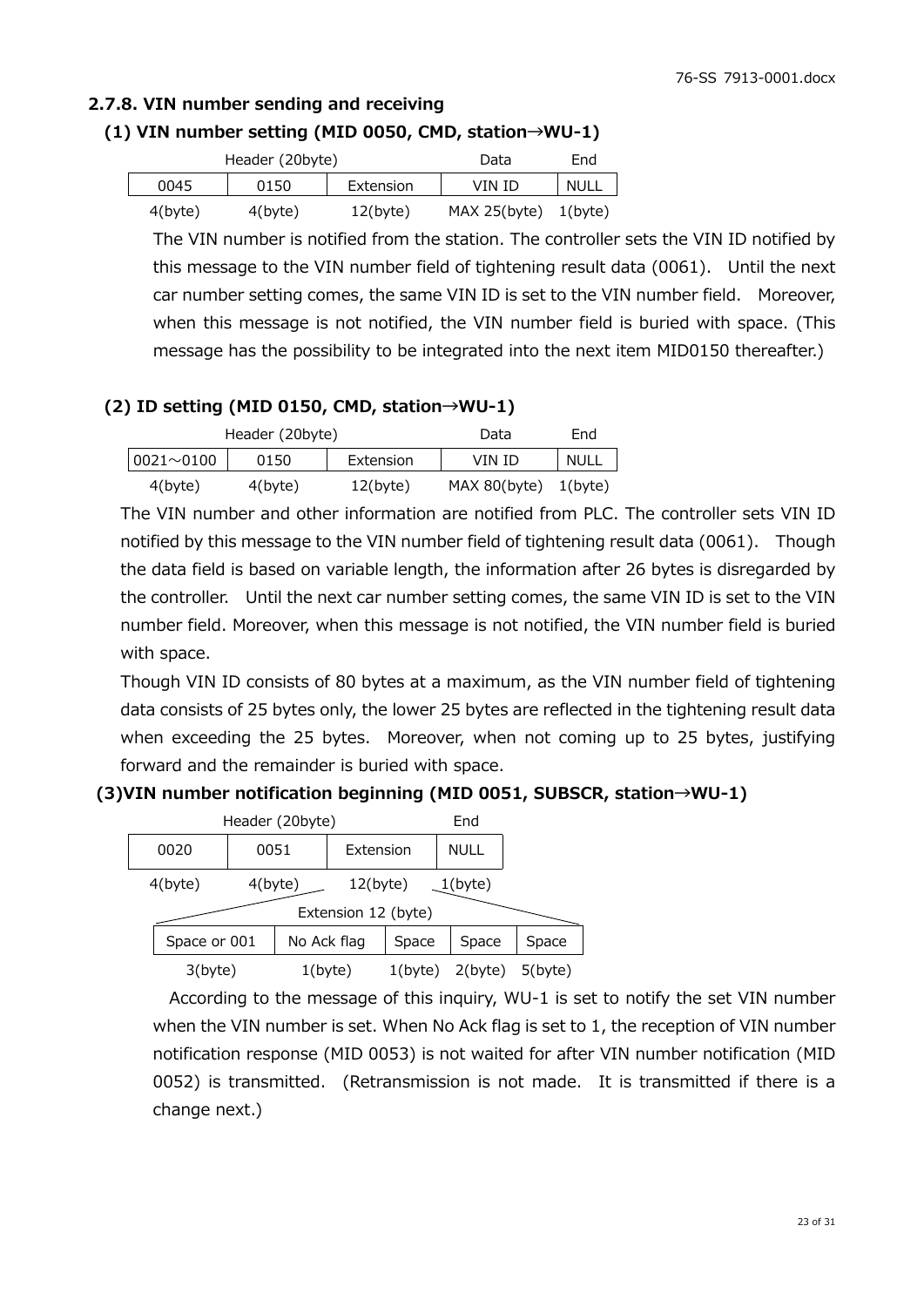### 2.7.8. VIN number sending and receiving

#### (1) VIN number setting (MID 0050, CMD, station→WU-1)

| Header (20byte) | | | Data | End |
|---|---|---|---|---|
| 0045 | 0150 | Extension | VIN ID | NULL |
| 4(byte) | 4(byte) | 12(byte) | MAX 25(byte) | 1(byte) |

The VIN number is notified from the station. The controller sets the VIN ID notified by this message to the VIN number field of tightening result data (0061). Until the next car number setting comes, the same VIN ID is set to the VIN number field. Moreover, when this message is not notified, the VIN number field is buried with space. (This message has the possibility to be integrated into the next item MID0150 thereafter.)

#### (2) ID setting (MID 0150, CMD, station→WU-1)

| Header (20byte) | | | Data | End |
|---|---|---|---|---|
| 0021～0100 | 0150 | Extension | VIN ID | NULL |
| 4(byte) | 4(byte) | 12(byte) | MAX 80(byte) | 1(byte) |

The VIN number and other information are notified from PLC. The controller sets VIN ID notified by this message to the VIN number field of tightening result data (0061). Though the data field is based on variable length, the information after 26 bytes is disregarded by the controller. Until the next car number setting comes, the same VIN ID is set to the VIN number field. Moreover, when this message is not notified, the VIN number field is buried with space.

Though VIN ID consists of 80 bytes at a maximum, as the VIN number field of tightening data consists of 25 bytes only, the lower 25 bytes are reflected in the tightening result data when exceeding the 25 bytes. Moreover, when not coming up to 25 bytes, justifying forward and the remainder is buried with space.

#### (3)VIN number notification beginning (MID 0051, SUBSCR, station→WU-1)

| Header (20byte) | | | End |
|---|---|---|---|
| 0020 | 0051 | Extension | NULL |
| 4(byte) | 4(byte) | 12(byte) | 1(byte) |

Extension 12 (byte)

| Space or 001 | No Ack flag | Space | Space | Space |
|---|---|---|---|---|
| 3(byte) | 1(byte) | 1(byte) | 2(byte) | 5(byte) |

According to the message of this inquiry, WU-1 is set to notify the set VIN number when the VIN number is set. When No Ack flag is set to 1, the reception of VIN number notification response (MID 0053) is not waited for after VIN number notification (MID 0052) is transmitted. (Retransmission is not made. It is transmitted if there is a change next.)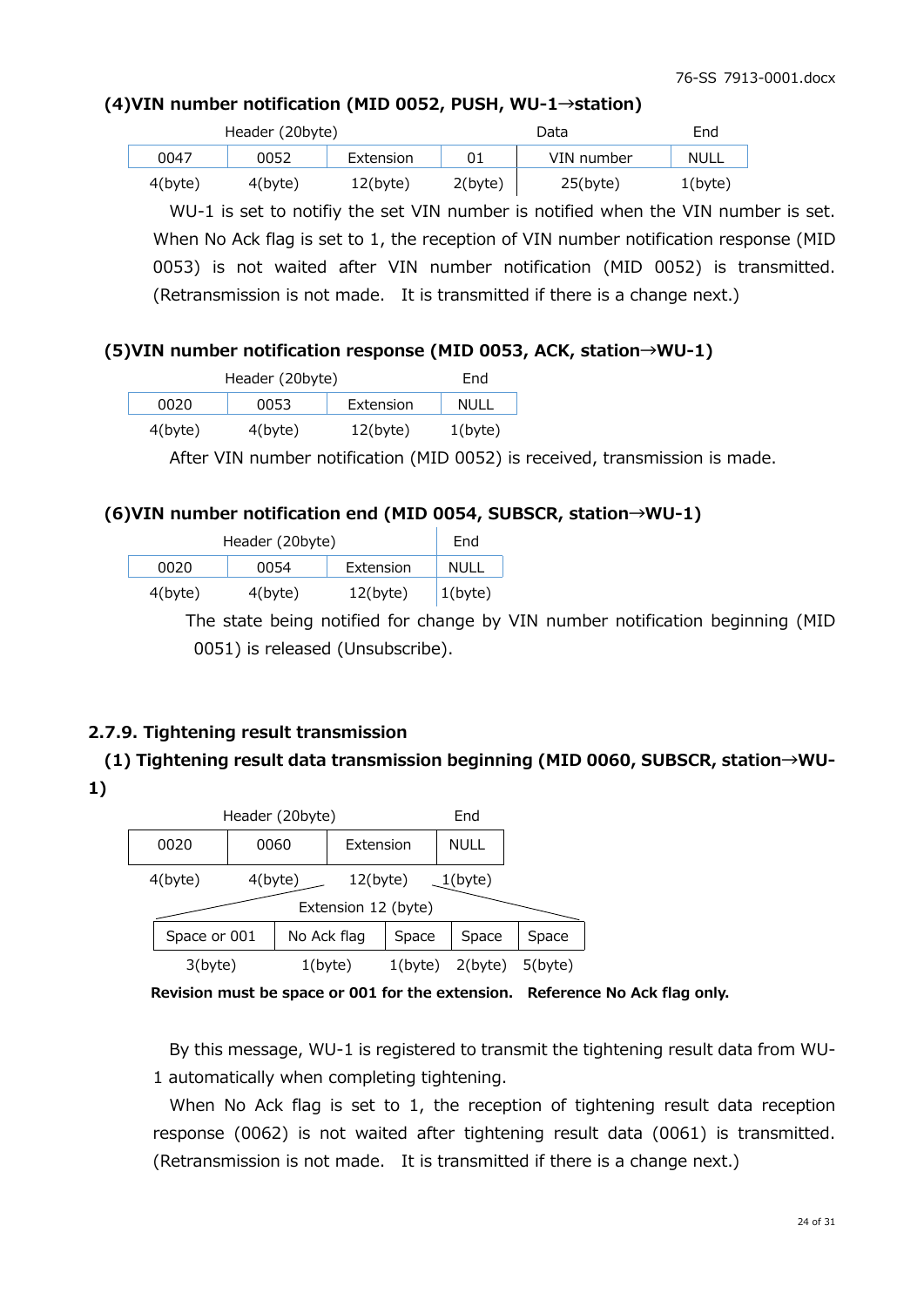### (4)VIN number notification (MID 0052, PUSH, WU-1→station)

| Header (20byte) | | | | Data | End |
|---|---|---|---|---|---|
| 0047 | 0052 | Extension | 01 | VIN number | NULL |
| 4(byte) | 4(byte) | 12(byte) | 2(byte) | 25(byte) | 1(byte) |

WU-1 is set to notifiy the set VIN number is notified when the VIN number is set. When No Ack flag is set to 1, the reception of VIN number notification response (MID 0053) is not waited after VIN number notification (MID 0052) is transmitted. (Retransmission is not made. It is transmitted if there is a change next.)

### (5)VIN number notification response (MID 0053, ACK, station→WU-1)

| Header (20byte) | | | End |
|---|---|---|---|
| 0020 | 0053 | Extension | NULL |
| 4(byte) | 4(byte) | 12(byte) | 1(byte) |

After VIN number notification (MID 0052) is received, transmission is made.

### (6)VIN number notification end (MID 0054, SUBSCR, station→WU-1)

| Header (20byte) | | | End |
|---|---|---|---|
| 0020 | 0054 | Extension | NULL |
| 4(byte) | 4(byte) | 12(byte) | 1(byte) |

The state being notified for change by VIN number notification beginning (MID 0051) is released (Unsubscribe).

## 2.7.9. Tightening result transmission

### (1) Tightening result data transmission beginning (MID 0060, SUBSCR, station→WU-1)

| Header (20byte) | | | End |
|---|---|---|---|
| 0020 | 0060 | Extension | NULL |
| 4(byte) | 4(byte) | 12(byte) | 1(byte) |

Extension 12 (byte)

| Space or 001 | No Ack flag | Space | Space | Space |
|---|---|---|---|---|
| 3(byte) | 1(byte) | 1(byte) | 2(byte) | 5(byte) |

**Revision must be space or 001 for the extension. Reference No Ack flag only.**

By this message, WU-1 is registered to transmit the tightening result data from WU-1 automatically when completing tightening.

When No Ack flag is set to 1, the reception of tightening result data reception response (0062) is not waited after tightening result data (0061) is transmitted. (Retransmission is not made. It is transmitted if there is a change next.)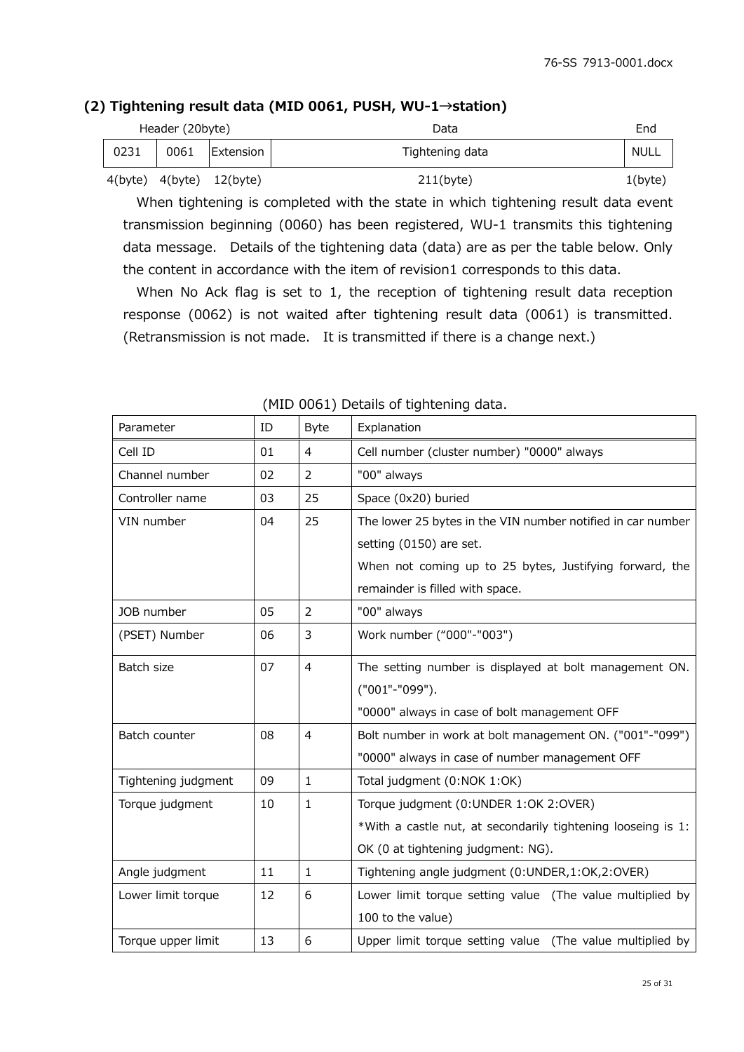### (2) Tightening result data (MID 0061, PUSH, WU-1→station)

| Header (20byte) | | | Data | End |
|---|---|---|---|---|
| 0231 | 0061 | Extension | Tightening data | NULL |
| 4(byte) | 4(byte) | 12(byte) | 211(byte) | 1(byte) |

When tightening is completed with the state in which tightening result data event transmission beginning (0060) has been registered, WU-1 transmits this tightening data message. Details of the tightening data (data) are as per the table below. Only the content in accordance with the item of revision1 corresponds to this data.

When No Ack flag is set to 1, the reception of tightening result data reception response (0062) is not waited after tightening result data (0061) is transmitted. (Retransmission is not made. It is transmitted if there is a change next.)

(MID 0061) Details of tightening data.

| Parameter | ID | Byte | Explanation |
|---|---|---|---|
| Cell ID | 01 | 4 | Cell number (cluster number) "0000" always |
| Channel number | 02 | 2 | "00" always |
| Controller name | 03 | 25 | Space (0x20) buried |
| VIN number | 04 | 25 | The lower 25 bytes in the VIN number notified in car number setting (0150) are set.<br>When not coming up to 25 bytes, Justifying forward, the remainder is filled with space. |
| JOB number | 05 | 2 | "00" always |
| (PSET) Number | 06 | 3 | Work number ("000"-"003") |
| Batch size | 07 | 4 | The setting number is displayed at bolt management ON. ("001"-"099").<br>"0000" always in case of bolt management OFF |
| Batch counter | 08 | 4 | Bolt number in work at bolt management ON. ("001"-"099")<br>"0000" always in case of number management OFF |
| Tightening judgment | 09 | 1 | Total judgment (0:NOK 1:OK) |
| Torque judgment | 10 | 1 | Torque judgment (0:UNDER 1:OK 2:OVER)<br>*With a castle nut, at secondarily tightening looseing is 1: OK (0 at tightening judgment: NG). |
| Angle judgment | 11 | 1 | Tightening angle judgment (0:UNDER,1:OK,2:OVER) |
| Lower limit torque | 12 | 6 | Lower limit torque setting value (The value multiplied by 100 to the value) |
| Torque upper limit | 13 | 6 | Upper limit torque setting value (The value multiplied by |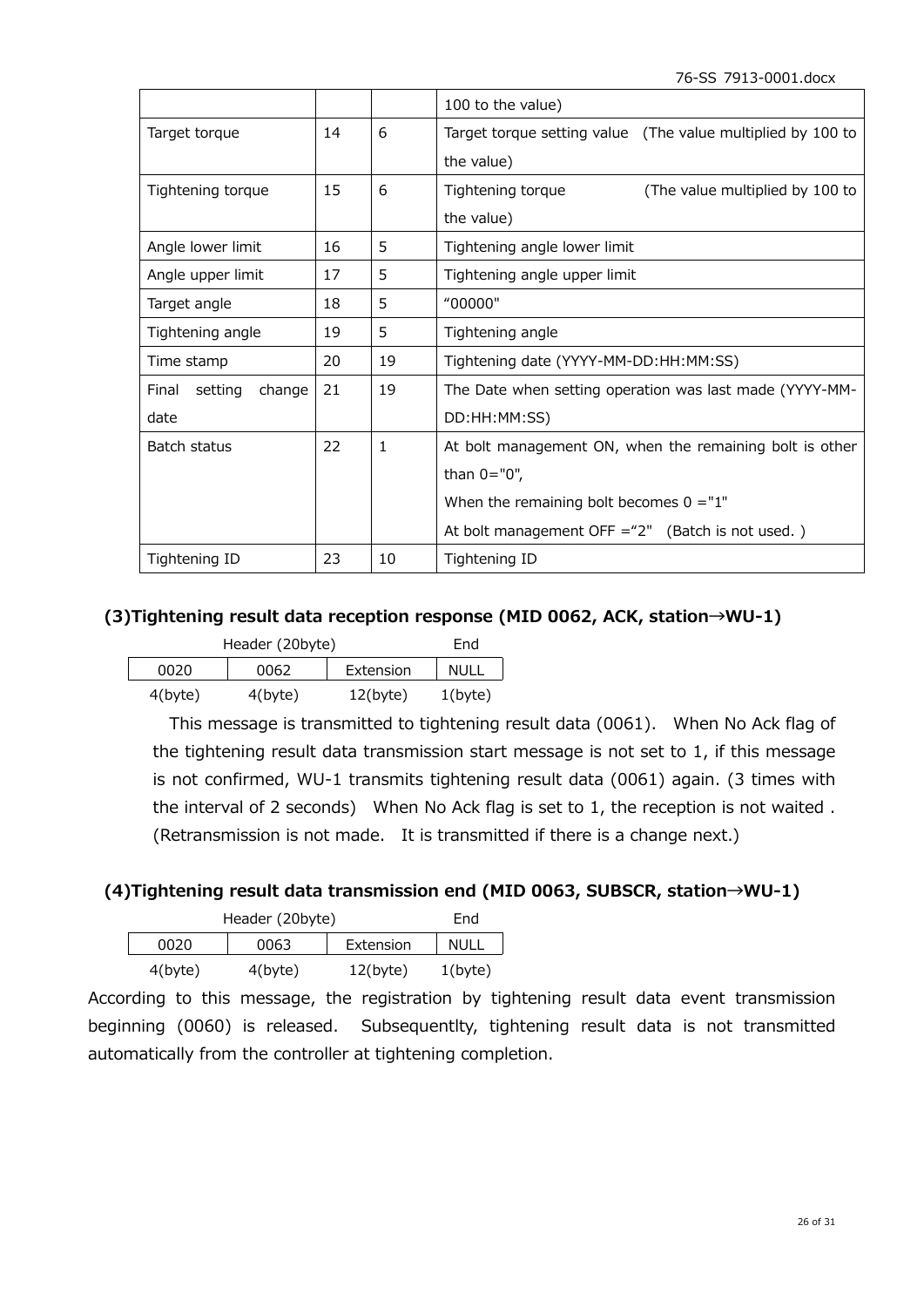| | | | 100 to the value) |
|---|---|---|---|
| Target torque | 14 | 6 | Target torque setting value (The value multiplied by 100 to the value) |
| Tightening torque | 15 | 6 | Tightening torque (The value multiplied by 100 to the value) |
| Angle lower limit | 16 | 5 | Tightening angle lower limit |
| Angle upper limit | 17 | 5 | Tightening angle upper limit |
| Target angle | 18 | 5 | “00000" |
| Tightening angle | 19 | 5 | Tightening angle |
| Time stamp | 20 | 19 | Tightening date (YYYY-MM-DD:HH:MM:SS) |
| Final setting change date | 21 | 19 | The Date when setting operation was last made (YYYY-MM-DD:HH:MM:SS) |
| Batch status | 22 | 1 | At bolt management ON, when the remaining bolt is other than 0="0",<br>When the remaining bolt becomes 0 ="1"<br>At bolt management OFF =“2" (Batch is not used. ) |
| Tightening ID | 23 | 10 | Tightening ID |

### (3)Tightening result data reception response (MID 0062, ACK, station→WU-1)

| Header (20byte) | | | End |
|---|---|---|---|
| 0020 | 0062 | Extension | NULL |
| 4(byte) | 4(byte) | 12(byte) | 1(byte) |

This message is transmitted to tightening result data (0061). When No Ack flag of the tightening result data transmission start message is not set to 1, if this message is not confirmed, WU-1 transmits tightening result data (0061) again. (3 times with the interval of 2 seconds) When No Ack flag is set to 1, the reception is not waited . (Retransmission is not made. It is transmitted if there is a change next.)

### (4)Tightening result data transmission end (MID 0063, SUBSCR, station→WU-1)

| Header (20byte) | | | End |
|---|---|---|---|
| 0020 | 0063 | Extension | NULL |
| 4(byte) | 4(byte) | 12(byte) | 1(byte) |

According to this message, the registration by tightening result data event transmission beginning (0060) is released. Subsequentlty, tightening result data is not transmitted automatically from the controller at tightening completion.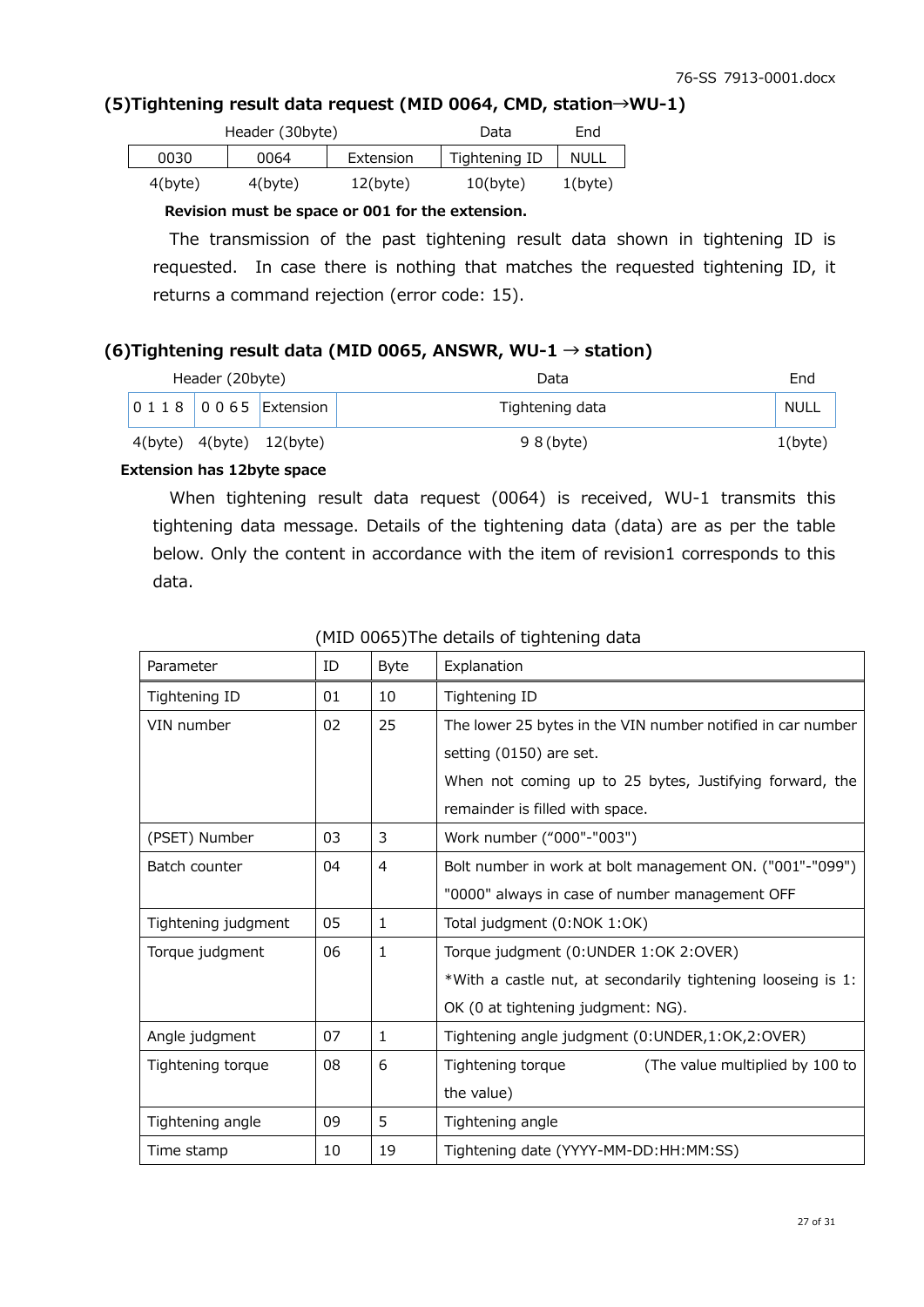### (5)Tightening result data request (MID 0064, CMD, station→WU-1)

| Header (30byte) | | | Data | End |
|---|---|---|---|---|
| 0030 | 0064 | Extension | Tightening ID | NULL |
| 4(byte) | 4(byte) | 12(byte) | 10(byte) | 1(byte) |

**Revision must be space or 001 for the extension.**

The transmission of the past tightening result data shown in tightening ID is requested. In case there is nothing that matches the requested tightening ID, it returns a command rejection (error code: 15).

### (6)Tightening result data (MID 0065, ANSWR, WU-1 → station)

| Header (20byte) | | | Data | End |
|---|---|---|---|---|
| 0118 | 0065 | Extension | Tightening data | NULL |
| 4(byte) | 4(byte) | 12(byte) | 98(byte) | 1(byte) |

**Extension has 12byte space**

When tightening result data request (0064) is received, WU-1 transmits this tightening data message. Details of the tightening data (data) are as per the table below. Only the content in accordance with the item of revision1 corresponds to this data.

(MID 0065)The details of tightening data

| Parameter | ID | Byte | Explanation |
|---|---|---|---|
| Tightening ID | 01 | 10 | Tightening ID |
| VIN number | 02 | 25 | The lower 25 bytes in the VIN number notified in car number setting (0150) are set.<br>When not coming up to 25 bytes, Justifying forward, the remainder is filled with space. |
| (PSET) Number | 03 | 3 | Work number ("000"-"003") |
| Batch counter | 04 | 4 | Bolt number in work at bolt management ON. ("001"-"099")<br>"0000" always in case of number management OFF |
| Tightening judgment | 05 | 1 | Total judgment (0:NOK 1:OK) |
| Torque judgment | 06 | 1 | Torque judgment (0:UNDER 1:OK 2:OVER)<br>*With a castle nut, at secondarily tightening looseing is 1: OK (0 at tightening judgment: NG). |
| Angle judgment | 07 | 1 | Tightening angle judgment (0:UNDER,1:OK,2:OVER) |
| Tightening torque | 08 | 6 | Tightening torque (The value multiplied by 100 to the value) |
| Tightening angle | 09 | 5 | Tightening angle |
| Time stamp | 10 | 19 | Tightening date (YYYY-MM-DD:HH:MM:SS) |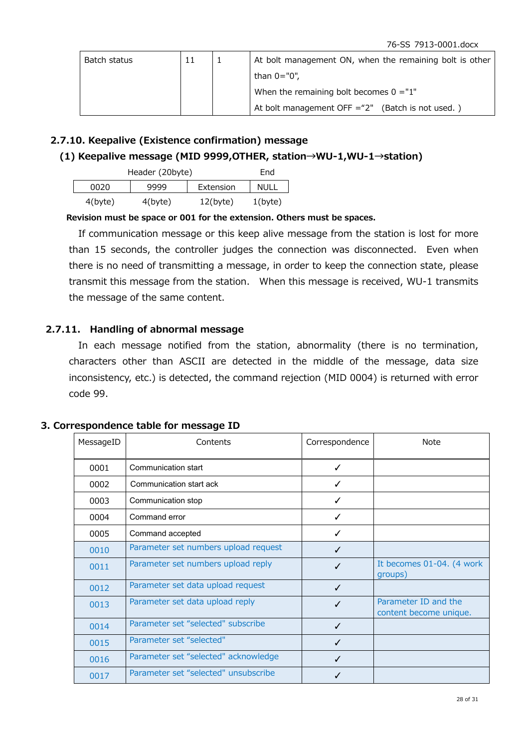| Batch status | 11 | 1 | At bolt management ON, when the remaining bolt is other than 0="0",<br>When the remaining bolt becomes 0 ="1"<br>At bolt management OFF ="2"  (Batch is not used. ) |
|---|---|---|---|

### 2.7.10. Keepalive (Existence confirmation) message

#### (1) Keepalive message (MID 9999,OTHER, station→WU-1,WU-1→station)

| Header (20byte) | | | End |
|---|---|---|---|
| 0020 | 9999 | Extension | NULL |
| 4(byte) | 4(byte) | 12(byte) | 1(byte) |

**Revision must be space or 001 for the extension. Others must be spaces.**

If communication message or this keep alive message from the station is lost for more than 15 seconds, the controller judges the connection was disconnected. Even when there is no need of transmitting a message, in order to keep the connection state, please transmit this message from the station. When this message is received, WU-1 transmits the message of the same content.

### 2.7.11. Handling of abnormal message

In each message notified from the station, abnormality (there is no termination, characters other than ASCII are detected in the middle of the message, data size inconsistency, etc.) is detected, the command rejection (MID 0004) is returned with error code 99.

## 3. Correspondence table for message ID

| MessageID | Contents | Correspondence | Note |
|---|---|---|---|
| 0001 | Communication start | ✓ | |
| 0002 | Communication start ack | ✓ | |
| 0003 | Communication stop | ✓ | |
| 0004 | Command error | ✓ | |
| 0005 | Command accepted | ✓ | |
| 0010 | Parameter set numbers upload request | ✓ | |
| 0011 | Parameter set numbers upload reply | ✓ | It becomes 01-04. (4 work groups) |
| 0012 | Parameter set data upload request | ✓ | |
| 0013 | Parameter set data upload reply | ✓ | Parameter ID and the content become unique. |
| 0014 | Parameter set “selected" subscribe | ✓ | |
| 0015 | Parameter set “selected" | ✓ | |
| 0016 | Parameter set “selected" acknowledge | ✓ | |
| 0017 | Parameter set “selected" unsubscribe | ✓ | |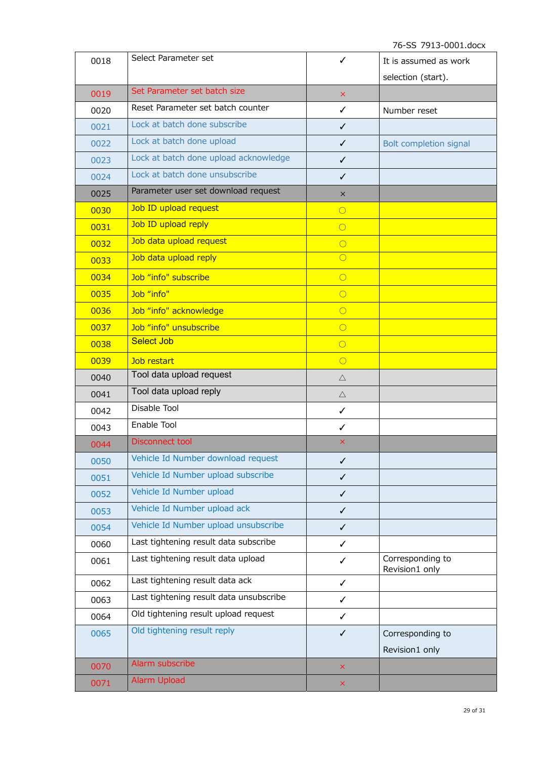| 0018 | Select Parameter set | ✓ | It is assumed as work selection (start). |
|---|---|---|---|
| 0019 | Set Parameter set batch size | × | |
| 0020 | Reset Parameter set batch counter | ✓ | Number reset |
| 0021 | Lock at batch done subscribe | ✓ | |
| 0022 | Lock at batch done upload | ✓ | Bolt completion signal |
| 0023 | Lock at batch done upload acknowledge | ✓ | |
| 0024 | Lock at batch done unsubscribe | ✓ | |
| 0025 | Parameter user set download request | × | |
| 0030 | Job ID upload request | ○ | |
| 0031 | Job ID upload reply | ○ | |
| 0032 | Job data upload request | ○ | |
| 0033 | Job data upload reply | ○ | |
| 0034 | Job “info" subscribe | ○ | |
| 0035 | Job “info" | ○ | |
| 0036 | Job “info" acknowledge | ○ | |
| 0037 | Job “info" unsubscribe | ○ | |
| 0038 | Select Job | ○ | |
| 0039 | Job restart | ○ | |
| 0040 | Tool data upload request | △ | |
| 0041 | Tool data upload reply | △ | |
| 0042 | Disable Tool | ✓ | |
| 0043 | Enable Tool | ✓ | |
| 0044 | Disconnect tool | × | |
| 0050 | Vehicle Id Number download request | ✓ | |
| 0051 | Vehicle Id Number upload subscribe | ✓ | |
| 0052 | Vehicle Id Number upload | ✓ | |
| 0053 | Vehicle Id Number upload ack | ✓ | |
| 0054 | Vehicle Id Number upload unsubscribe | ✓ | |
| 0060 | Last tightening result data subscribe | ✓ | |
| 0061 | Last tightening result data upload | ✓ | Corresponding to Revision1 only |
| 0062 | Last tightening result data ack | ✓ | |
| 0063 | Last tightening result data unsubscribe | ✓ | |
| 0064 | Old tightening result upload request | ✓ | |
| 0065 | Old tightening result reply | ✓ | Corresponding to Revision1 only |
| 0070 | Alarm subscribe | × | |
| 0071 | Alarm Upload | × | |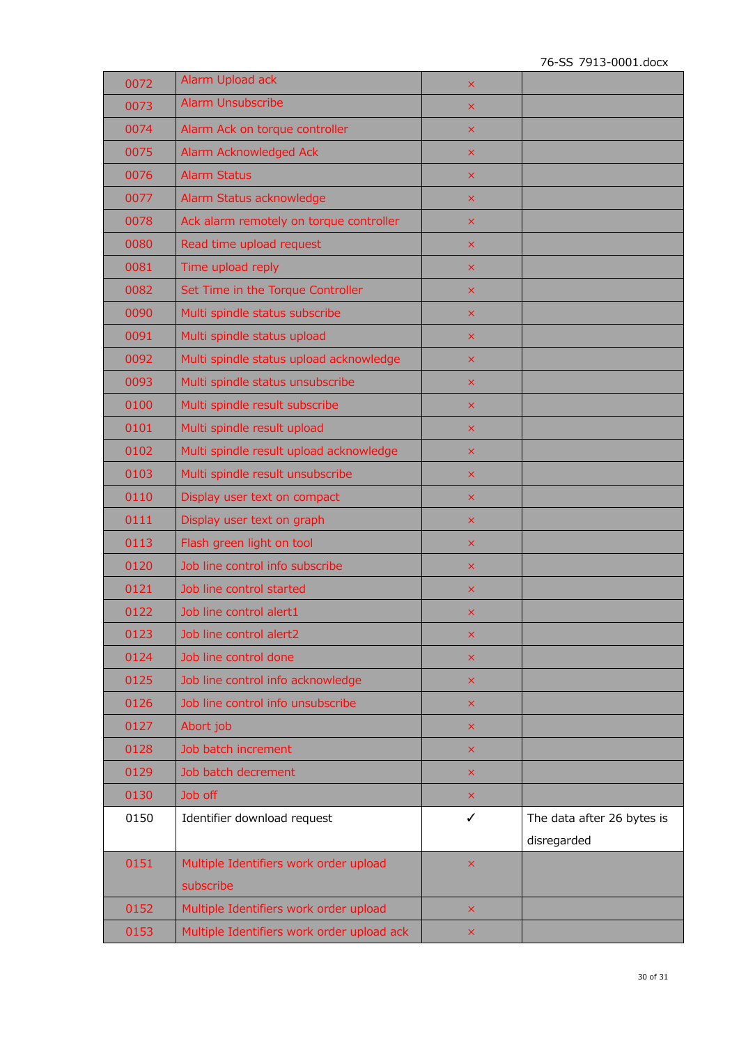| 0072 | Alarm Upload ack | × | |
|---|---|---|---|
| 0073 | Alarm Unsubscribe | × | |
| 0074 | Alarm Ack on torque controller | × | |
| 0075 | Alarm Acknowledged Ack | × | |
| 0076 | Alarm Status | × | |
| 0077 | Alarm Status acknowledge | × | |
| 0078 | Ack alarm remotely on torque controller | × | |
| 0080 | Read time upload request | × | |
| 0081 | Time upload reply | × | |
| 0082 | Set Time in the Torque Controller | × | |
| 0090 | Multi spindle status subscribe | × | |
| 0091 | Multi spindle status upload | × | |
| 0092 | Multi spindle status upload acknowledge | × | |
| 0093 | Multi spindle status unsubscribe | × | |
| 0100 | Multi spindle result subscribe | × | |
| 0101 | Multi spindle result upload | × | |
| 0102 | Multi spindle result upload acknowledge | × | |
| 0103 | Multi spindle result unsubscribe | × | |
| 0110 | Display user text on compact | × | |
| 0111 | Display user text on graph | × | |
| 0113 | Flash green light on tool | × | |
| 0120 | Job line control info subscribe | × | |
| 0121 | Job line control started | × | |
| 0122 | Job line control alert1 | × | |
| 0123 | Job line control alert2 | × | |
| 0124 | Job line control done | × | |
| 0125 | Job line control info acknowledge | × | |
| 0126 | Job line control info unsubscribe | × | |
| 0127 | Abort job | × | |
| 0128 | Job batch increment | × | |
| 0129 | Job batch decrement | × | |
| 0130 | Job off | × | |
| 0150 | Identifier download request | ✓ | The data after 26 bytes is disregarded |
| 0151 | Multiple Identifiers work order upload subscribe | × | |
| 0152 | Multiple Identifiers work order upload | × | |
| 0153 | Multiple Identifiers work order upload ack | × | |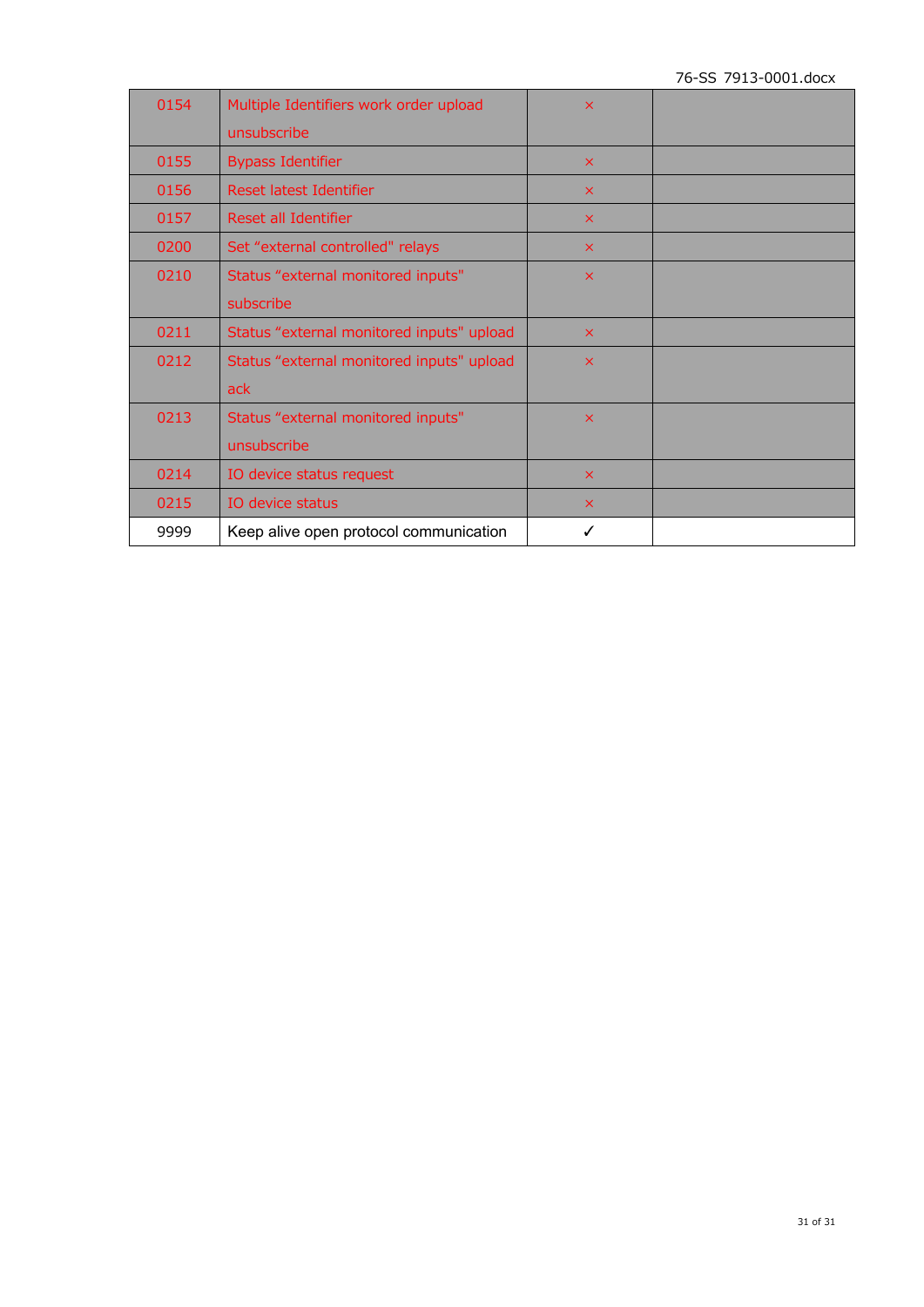| | | | |
|---|---|---|---|
| 0154 | Multiple Identifiers work order upload unsubscribe | × | |
| 0155 | Bypass Identifier | × | |
| 0156 | Reset latest Identifier | × | |
| 0157 | Reset all Identifier | × | |
| 0200 | Set “external controlled" relays | × | |
| 0210 | Status “external monitored inputs" subscribe | × | |
| 0211 | Status “external monitored inputs" upload | × | |
| 0212 | Status “external monitored inputs" upload ack | × | |
| 0213 | Status “external monitored inputs" unsubscribe | × | |
| 0214 | IO device status request | × | |
| 0215 | IO device status | × | |
| 9999 | Keep alive open protocol communication | ✓ | |